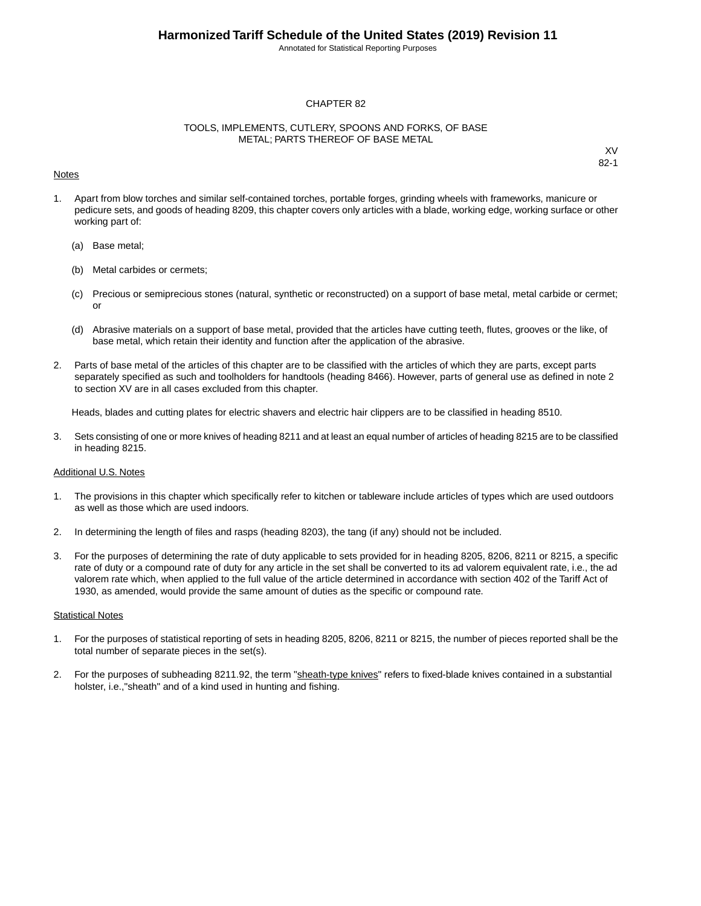# CHAPTER 82

## TOOLS, IMPLEMENTS, CUTLERY, SPOONS AND FORKS, OF BASE METAL; PARTS THEREOF OF BASE METAL

XV
82-1

### Notes

1. Apart from blow torches and similar self-contained torches, portable forges, grinding wheels with frameworks, manicure or pedicure sets, and goods of heading 8209, this chapter covers only articles with a blade, working edge, working surface or other working part of:

   (a) Base metal;

   (b) Metal carbides or cermets;

   (c) Precious or semiprecious stones (natural, synthetic or reconstructed) on a support of base metal, metal carbide or cermet; or

   (d) Abrasive materials on a support of base metal, provided that the articles have cutting teeth, flutes, grooves or the like, of base metal, which retain their identity and function after the application of the abrasive.

2. Parts of base metal of the articles of this chapter are to be classified with the articles of which they are parts, except parts separately specified as such and toolholders for handtools (heading 8466). However, parts of general use as defined in note 2 to section XV are in all cases excluded from this chapter.

   Heads, blades and cutting plates for electric shavers and electric hair clippers are to be classified in heading 8510.

3. Sets consisting of one or more knives of heading 8211 and at least an equal number of articles of heading 8215 are to be classified in heading 8215.

### Additional U.S. Notes

1. The provisions in this chapter which specifically refer to kitchen or tableware include articles of types which are used outdoors as well as those which are used indoors.

2. In determining the length of files and rasps (heading 8203), the tang (if any) should not be included.

3. For the purposes of determining the rate of duty applicable to sets provided for in heading 8205, 8206, 8211 or 8215, a specific rate of duty or a compound rate of duty for any article in the set shall be converted to its ad valorem equivalent rate, i.e., the ad valorem rate which, when applied to the full value of the article determined in accordance with section 402 of the Tariff Act of 1930, as amended, would provide the same amount of duties as the specific or compound rate.

### Statistical Notes

1. For the purposes of statistical reporting of sets in heading 8205, 8206, 8211 or 8215, the number of pieces reported shall be the total number of separate pieces in the set(s).

2. For the purposes of subheading 8211.92, the term "sheath-type knives" refers to fixed-blade knives contained in a substantial holster, i.e.,"sheath" and of a kind used in hunting and fishing.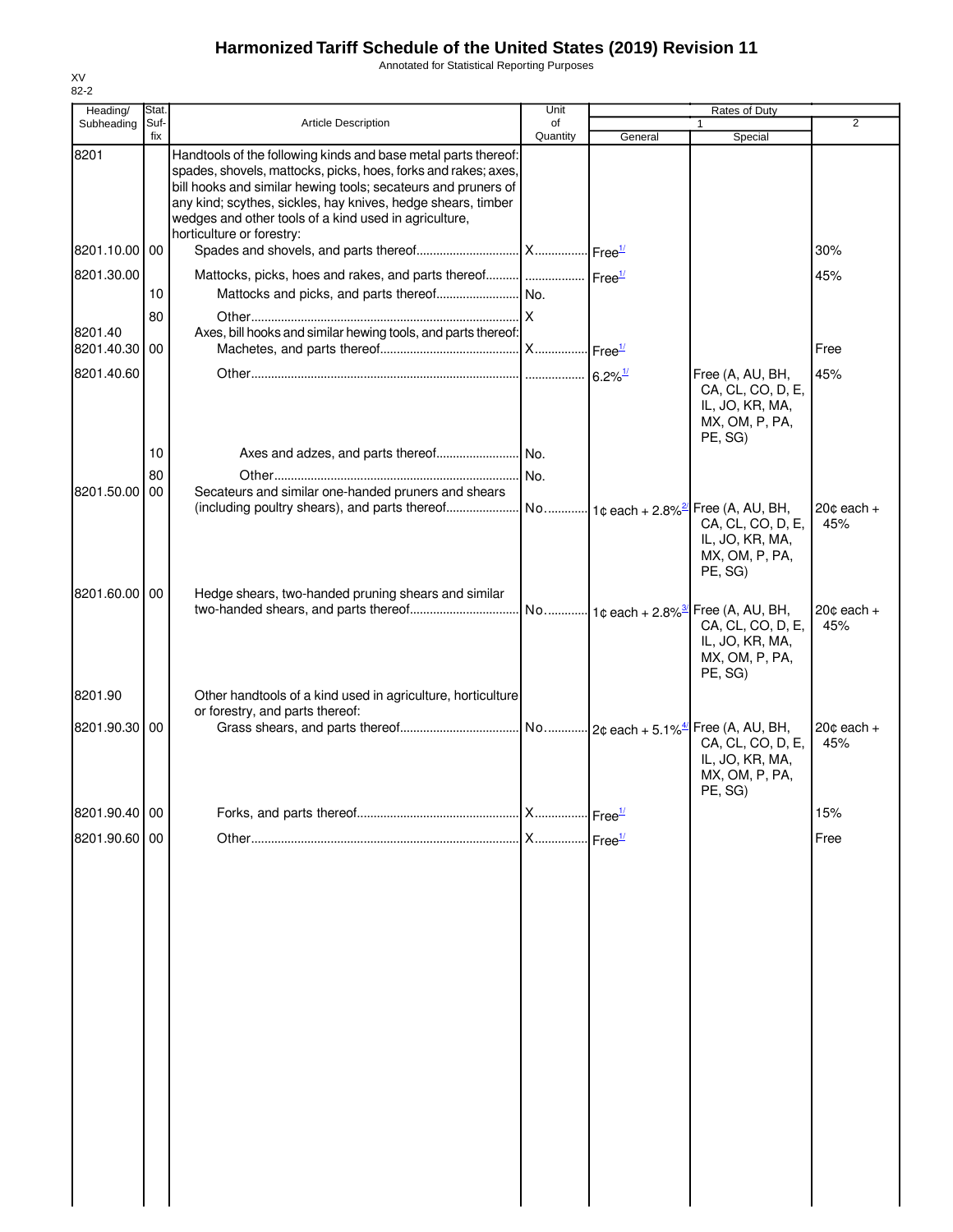# Harmonized Tariff Schedule of the United States (2019) Revision 11

Annotated for Statistical Reporting Purposes

XV
82-2

| Heading/ Subheading | Stat. Suf-fix | Article Description | Unit of Quantity | Rates of Duty 1 General | Special | 2 |
|---|---|---|---|---|---|---|
| 8201 | | Handtools of the following kinds and base metal parts thereof: spades, shovels, mattocks, picks, hoes, forks and rakes; axes, bill hooks and similar hewing tools; secateurs and pruners of any kind; scythes, sickles, hay knives, hedge shears, timber wedges and other tools of a kind used in agriculture, horticulture or forestry: | | | | |
| 8201.10.00 | 00 | Spades and shovels, and parts thereof | X | Free[1/] | | 30% |
| 8201.30.00 | | Mattocks, picks, hoes and rakes, and parts thereof | | Free[1/] | | 45% |
| | 10 | Mattocks and picks, and parts thereof | No. | | | |
| | 80 | Other | X | | | |
| 8201.40 | | Axes, bill hooks and similar hewing tools, and parts thereof: | | | | |
| 8201.40.30 | 00 | Machetes, and parts thereof | X | Free[1/] | | Free |
| 8201.40.60 | | Other | | 6.2%[1/] | Free (A, AU, BH, CA, CL, CO, D, E, IL, JO, KR, MA, MX, OM, P, PA, PE, SG) | 45% |
| | 10 | Axes and adzes, and parts thereof | No. | | | |
| | 80 | Other | No. | | | |
| 8201.50.00 | 00 | Secateurs and similar one-handed pruners and shears (including poultry shears), and parts thereof | No. | 1¢ each + 2.8%[2/] | Free (A, AU, BH, CA, CL, CO, D, E, IL, JO, KR, MA, MX, OM, P, PA, PE, SG) | 20¢ each + 45% |
| 8201.60.00 | 00 | Hedge shears, two-handed pruning shears and similar two-handed shears, and parts thereof | No. | 1¢ each + 2.8%[3/] | Free (A, AU, BH, CA, CL, CO, D, E, IL, JO, KR, MA, MX, OM, P, PA, PE, SG) | 20¢ each + 45% |
| 8201.90 | | Other handtools of a kind used in agriculture, horticulture or forestry, and parts thereof: | | | | |
| 8201.90.30 | 00 | Grass shears, and parts thereof | No. | 2¢ each + 5.1%[4/] | Free (A, AU, BH, CA, CL, CO, D, E, IL, JO, KR, MA, MX, OM, P, PA, PE, SG) | 20¢ each + 45% |
| 8201.90.40 | 00 | Forks, and parts thereof | X | Free[1/] | | 15% |
| 8201.90.60 | 00 | Other | X | Free[1/] | | Free |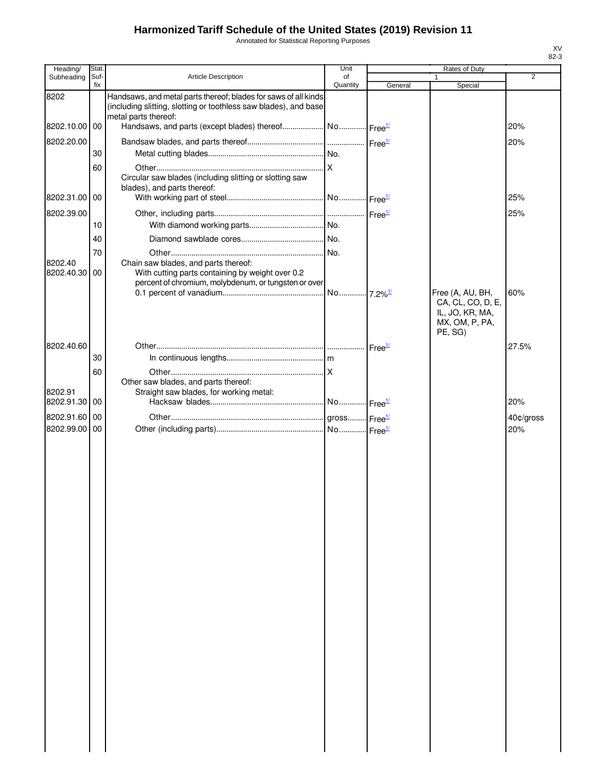# Harmonized Tariff Schedule of the United States (2019) Revision 11

Annotated for Statistical Reporting Purposes

| Heading/ Subheading | Stat. Suf- fix | Article Description | Unit of Quantity | Rates of Duty 1 General | Rates of Duty 1 Special | Rates of Duty 2 |
|---|---|---|---|---|---|---|
| 8202 | | Handsaws, and metal parts thereof; blades for saws of all kinds (including slitting, slotting or toothless saw blades), and base metal parts thereof: | | | | |
| 8202.10.00 | 00 | Handsaws, and parts (except blades) thereof | No. | Free[1/] | | 20% |
| 8202.20.00 | | Bandsaw blades, and parts thereof | | Free[1/] | | 20% |
| | 30 | Metal cutting blades | No. | | | |
| | 60 | Other | X | | | |
| | | Circular saw blades (including slitting or slotting saw blades), and parts thereof: | | | | |
| 8202.31.00 | 00 | With working part of steel | No. | Free[1/] | | 25% |
| 8202.39.00 | | Other, including parts | | Free[1/] | | 25% |
| | 10 | With diamond working parts | No. | | | |
| | 40 | Diamond sawblade cores | No. | | | |
| | 70 | Other | No. | | | |
| 8202.40 | | Chain saw blades, and parts thereof: | | | | |
| 8202.40.30 | 00 | With cutting parts containing by weight over 0.2 percent of chromium, molybdenum, or tungsten or over 0.1 percent of vanadium | No. | 7.2%[1/] | Free (A, AU, BH, CA, CL, CO, D, E, IL, JO, KR, MA, MX, OM, P, PA, PE, SG) | 60% |
| 8202.40.60 | | Other | | Free[1/] | | 27.5% |
| | 30 | In continuous lengths | m | | | |
| | 60 | Other | X | | | |
| | | Other saw blades, and parts thereof: | | | | |
| 8202.91 | | Straight saw blades, for working metal: | | | | |
| 8202.91.30 | 00 | Hacksaw blades | No. | Free[1/] | | 20% |
| 8202.91.60 | 00 | Other | gross | Free[1/] | | 40¢/gross |
| 8202.99.00 | 00 | Other (including parts) | No. | Free[1/] | | 20% |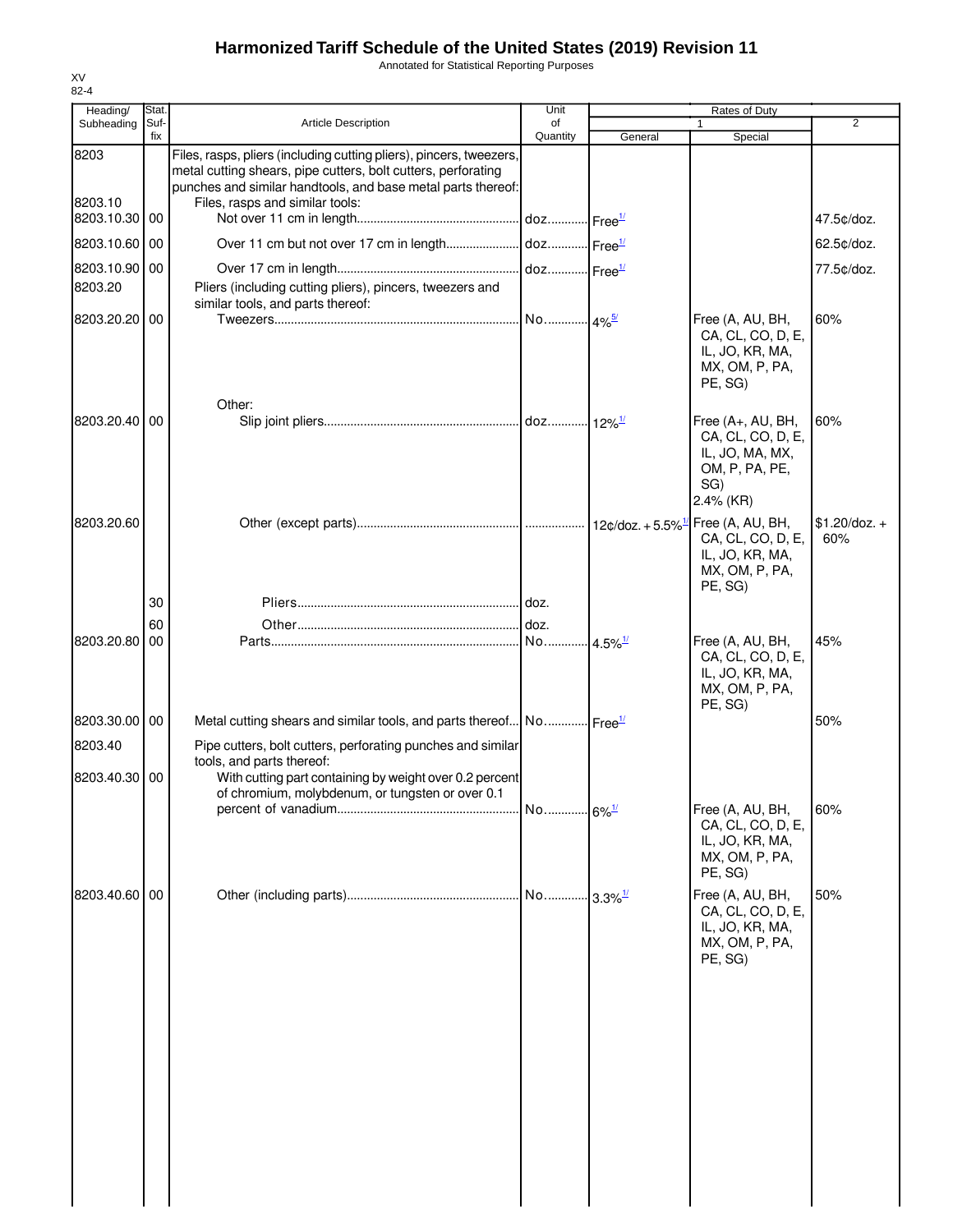# Harmonized Tariff Schedule of the United States (2019) Revision 11

Annotated for Statistical Reporting Purposes

XV
82-4

| Heading/ Subheading | Stat. Suf- fix | Article Description | Unit of Quantity | Rates of Duty 1 General | Special | 2 |
|---|---|---|---|---|---|---|
| 8203 | | Files, rasps, pliers (including cutting pliers), pincers, tweezers, metal cutting shears, pipe cutters, bolt cutters, perforating punches and similar handtools, and base metal parts thereof: | | | | |
| 8203.10 | | Files, rasps and similar tools: | | | | |
| 8203.10.30 | 00 | Not over 11 cm in length | doz | Free[1/] | | 47.5¢/doz. |
| 8203.10.60 | 00 | Over 11 cm but not over 17 cm in length | doz | Free[1/] | | 62.5¢/doz. |
| 8203.10.90 | 00 | Over 17 cm in length | doz | Free[1/] | | 77.5¢/doz. |
| 8203.20 | | Pliers (including cutting pliers), pincers, tweezers and similar tools, and parts thereof: | | | | |
| 8203.20.20 | 00 | Tweezers | No | 4%[5/] | Free (A, AU, BH, CA, CL, CO, D, E, IL, JO, KR, MA, MX, OM, P, PA, PE, SG) | 60% |
| | | Other: | | | | |
| 8203.20.40 | 00 | Slip joint pliers | doz | 12%[1/] | Free (A+, AU, BH, CA, CL, CO, D, E, IL, JO, MA, MX, OM, P, PA, PE, SG) 2.4% (KR) | 60% |
| 8203.20.60 | | Other (except parts) | | 12¢/doz. + 5.5%[1/] | Free (A, AU, BH, CA, CL, CO, D, E, IL, JO, KR, MA, MX, OM, P, PA, PE, SG) | $1.20/doz. + 60% |
| | 30 | Pliers | doz. | | | |
| | 60 | Other | doz. | | | |
| 8203.20.80 | 00 | Parts | No | 4.5%[1/] | Free (A, AU, BH, CA, CL, CO, D, E, IL, JO, KR, MA, MX, OM, P, PA, PE, SG) | 45% |
| 8203.30.00 | 00 | Metal cutting shears and similar tools, and parts thereof | No | Free[1/] | | 50% |
| 8203.40 | | Pipe cutters, bolt cutters, perforating punches and similar tools, and parts thereof: | | | | |
| 8203.40.30 | 00 | With cutting part containing by weight over 0.2 percent of chromium, molybdenum, or tungsten or over 0.1 percent of vanadium | No | 6%[1/] | Free (A, AU, BH, CA, CL, CO, D, E, IL, JO, KR, MA, MX, OM, P, PA, PE, SG) | 60% |
| 8203.40.60 | 00 | Other (including parts) | No | 3.3%[1/] | Free (A, AU, BH, CA, CL, CO, D, E, IL, JO, KR, MA, MX, OM, P, PA, PE, SG) | 50% |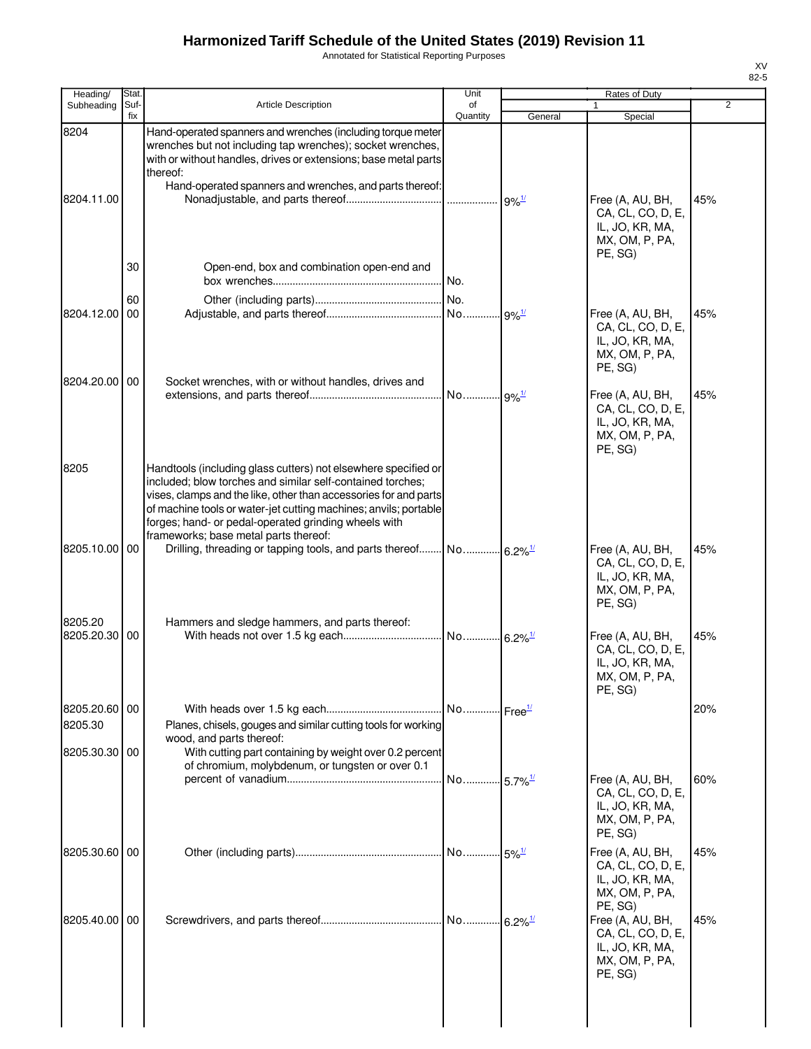# Harmonized Tariff Schedule of the United States (2019) Revision 11

Annotated for Statistical Reporting Purposes

XV
82-5

| Heading/ Subheading | Stat. Suf- fix | Article Description | Unit of Quantity | Rates of Duty 1 General | Special | 2 |
|---|---|---|---|---|---|---|
| 8204 | | Hand-operated spanners and wrenches (including torque meter wrenches but not including tap wrenches); socket wrenches, with or without handles, drives or extensions; base metal parts thereof: | | | | |
| | | Hand-operated spanners and wrenches, and parts thereof: | | | | |
| 8204.11.00 | | Nonadjustable, and parts thereof | | 9%[1/] | Free (A, AU, BH, CA, CL, CO, D, E, IL, JO, KR, MA, MX, OM, P, PA, PE, SG) | 45% |
| | 30 | Open-end, box and combination open-end and box wrenches | No. | | | |
| | 60 | Other (including parts) | No. | | | |
| 8204.12.00 | 00 | Adjustable, and parts thereof | No. | 9%[1/] | Free (A, AU, BH, CA, CL, CO, D, E, IL, JO, KR, MA, MX, OM, P, PA, PE, SG) | 45% |
| 8204.20.00 | 00 | Socket wrenches, with or without handles, drives and extensions, and parts thereof | No. | 9%[1/] | Free (A, AU, BH, CA, CL, CO, D, E, IL, JO, KR, MA, MX, OM, P, PA, PE, SG) | 45% |
| 8205 | | Handtools (including glass cutters) not elsewhere specified or included; blow torches and similar self-contained torches; vises, clamps and the like, other than accessories for and parts of machine tools or water-jet cutting machines; anvils; portable forges; hand- or pedal-operated grinding wheels with frameworks; base metal parts thereof: | | | | |
| 8205.10.00 | 00 | Drilling, threading or tapping tools, and parts thereof | No. | 6.2%[1/] | Free (A, AU, BH, CA, CL, CO, D, E, IL, JO, KR, MA, MX, OM, P, PA, PE, SG) | 45% |
| 8205.20 | | Hammers and sledge hammers, and parts thereof: | | | | |
| 8205.20.30 | 00 | With heads not over 1.5 kg each | No. | 6.2%[1/] | Free (A, AU, BH, CA, CL, CO, D, E, IL, JO, KR, MA, MX, OM, P, PA, PE, SG) | 45% |
| 8205.20.60 | 00 | With heads over 1.5 kg each | No. | Free[1/] | | 20% |
| 8205.30 | | Planes, chisels, gouges and similar cutting tools for working wood, and parts thereof: | | | | |
| 8205.30.30 | 00 | With cutting part containing by weight over 0.2 percent of chromium, molybdenum, or tungsten or over 0.1 percent of vanadium | No. | 5.7%[1/] | Free (A, AU, BH, CA, CL, CO, D, E, IL, JO, KR, MA, MX, OM, P, PA, PE, SG) | 60% |
| 8205.30.60 | 00 | Other (including parts) | No. | 5%[1/] | Free (A, AU, BH, CA, CL, CO, D, E, IL, JO, KR, MA, MX, OM, P, PA, PE, SG) | 45% |
| 8205.40.00 | 00 | Screwdrivers, and parts thereof | No. | 6.2%[1/] | Free (A, AU, BH, CA, CL, CO, D, E, IL, JO, KR, MA, MX, OM, P, PA, PE, SG) | 45% |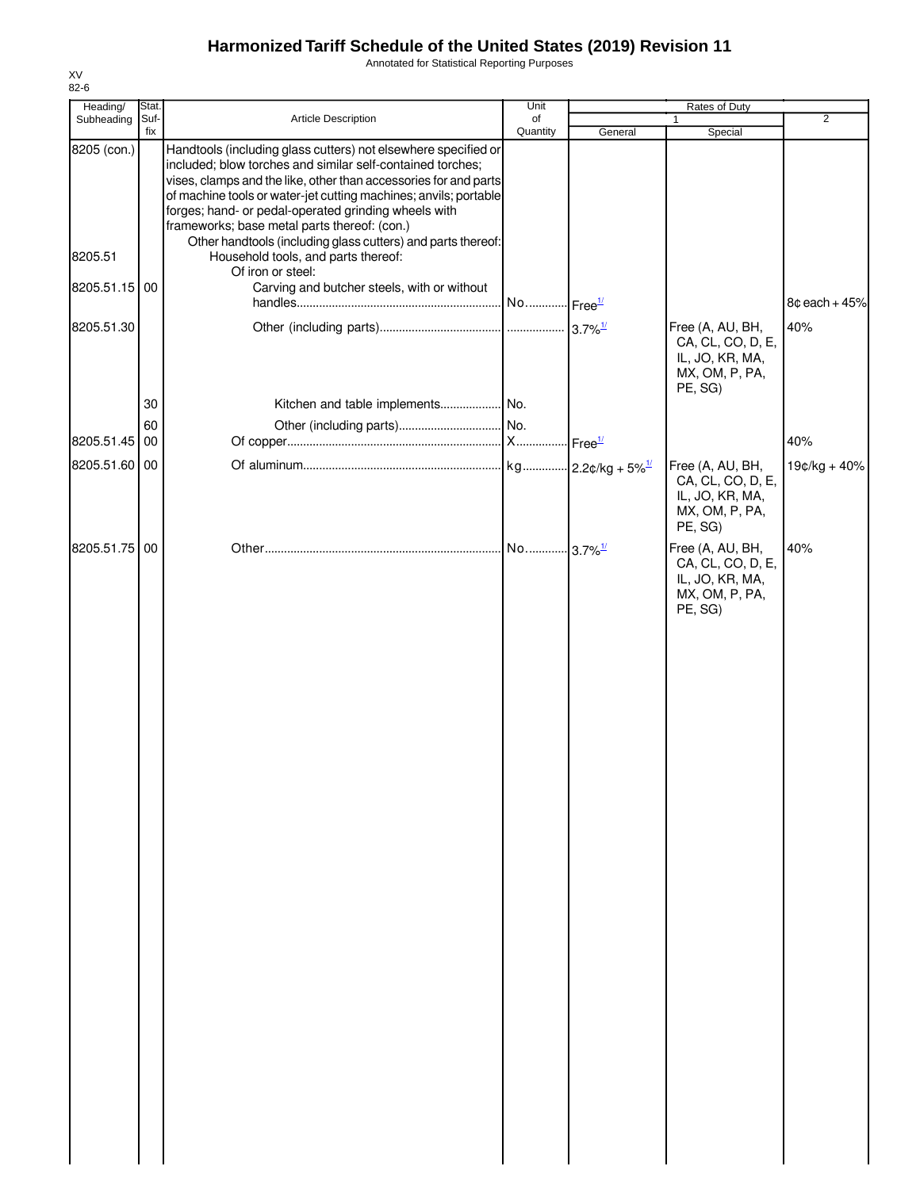# Harmonized Tariff Schedule of the United States (2019) Revision 11

Annotated for Statistical Reporting Purposes

XV
82-6

| Heading/ Subheading | Stat. Suf- fix | Article Description | Unit of Quantity | Rates of Duty 1 General | Special | 2 |
|---|---|---|---|---|---|---|
| 8205 (con.) | | Handtools (including glass cutters) not elsewhere specified or included; blow torches and similar self-contained torches; vises, clamps and the like, other than accessories for and parts of machine tools or water-jet cutting machines; anvils; portable forges; hand- or pedal-operated grinding wheels with frameworks; base metal parts thereof: (con.) | | | | |
| | | Other handtools (including glass cutters) and parts thereof: | | | | |
| 8205.51 | | Household tools, and parts thereof: | | | | |
| | | Of iron or steel: | | | | |
| 8205.51.15 | 00 | Carving and butcher steels, with or without handles | No. | Free[1/] | | 8¢ each + 45% |
| 8205.51.30 | | Other (including parts) | | 3.7%[1/] | Free (A, AU, BH, CA, CL, CO, D, E, IL, JO, KR, MA, MX, OM, P, PA, PE, SG) | 40% |
| | 30 | Kitchen and table implements | No. | | | |
| | 60 | Other (including parts) | No. | | | |
| 8205.51.45 | 00 | Of copper | X | Free[1/] | | 40% |
| 8205.51.60 | 00 | Of aluminum | kg | 2.2¢/kg + 5%[1/] | Free (A, AU, BH, CA, CL, CO, D, E, IL, JO, KR, MA, MX, OM, P, PA, PE, SG) | 19¢/kg + 40% |
| 8205.51.75 | 00 | Other | No. | 3.7%[1/] | Free (A, AU, BH, CA, CL, CO, D, E, IL, JO, KR, MA, MX, OM, P, PA, PE, SG) | 40% |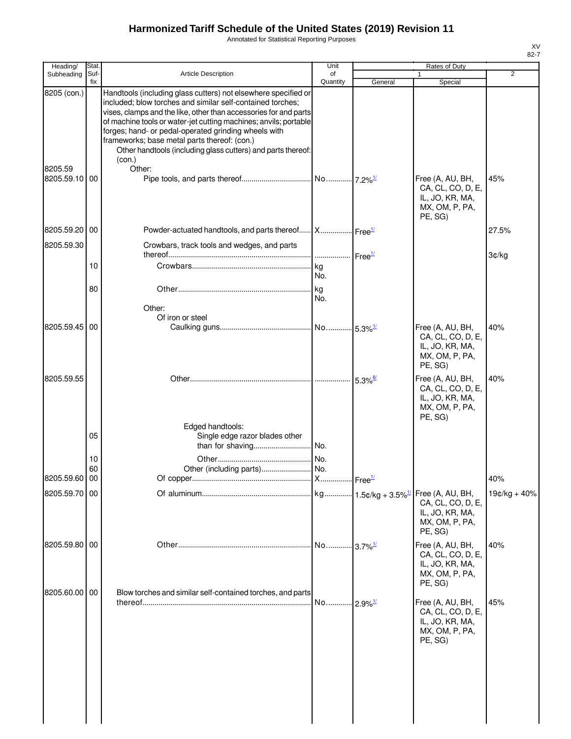# Harmonized Tariff Schedule of the United States (2019) Revision 11

Annotated for Statistical Reporting Purposes

XV
82-7

| Heading/ Subheading | Stat. Suf- fix | Article Description | Unit of Quantity | Rates of Duty 1 General | Special | 2 |
|---|---|---|---|---|---|---|
| 8205 (con.) | | Handtools (including glass cutters) not elsewhere specified or included; blow torches and similar self-contained torches; vises, clamps and the like, other than accessories for and parts of machine tools or water-jet cutting machines; anvils; portable forges; hand- or pedal-operated grinding wheels with frameworks; base metal parts thereof: (con.) | | | | |
| | | Other handtools (including glass cutters) and parts thereof: (con.) | | | | |
| 8205.59 | | Other: | | | | |
| 8205.59.10 | 00 | Pipe tools, and parts thereof | No. | 7.2%[1/] | Free (A, AU, BH, CA, CL, CO, D, E, IL, JO, KR, MA, MX, OM, P, PA, PE, SG) | 45% |
| 8205.59.20 | 00 | Powder-actuated handtools, and parts thereof | X | Free[1/] | | 27.5% |
| 8205.59.30 | | Crowbars, track tools and wedges, and parts thereof | | Free[1/] | | 3¢/kg |
| | 10 | Crowbars | kg No. | | | |
| | 80 | Other | kg No. | | | |
| | | Other: | | | | |
| | | Of iron or steel | | | | |
| 8205.59.45 | 00 | Caulking guns | No. | 5.3%[1/] | Free (A, AU, BH, CA, CL, CO, D, E, IL, JO, KR, MA, MX, OM, P, PA, PE, SG) | 40% |
| 8205.59.55 | | Other | | 5.3%[6/] | Free (A, AU, BH, CA, CL, CO, D, E, IL, JO, KR, MA, MX, OM, P, PA, PE, SG) | 40% |
| | | Edged handtools: | | | | |
| | 05 | Single edge razor blades other than for shaving | No. | | | |
| | 10 | Other | No. | | | |
| | 60 | Other (including parts) | No. | | | |
| 8205.59.60 | 00 | Of copper | X | Free[1/] | | 40% |
| 8205.59.70 | 00 | Of aluminum | kg | 1.5¢/kg + 3.5%[1/] | Free (A, AU, BH, CA, CL, CO, D, E, IL, JO, KR, MA, MX, OM, P, PA, PE, SG) | 19¢/kg + 40% |
| 8205.59.80 | 00 | Other | No. | 3.7%[1/] | Free (A, AU, BH, CA, CL, CO, D, E, IL, JO, KR, MA, MX, OM, P, PA, PE, SG) | 40% |
| 8205.60.00 | 00 | Blow torches and similar self-contained torches, and parts thereof | No. | 2.9%[1/] | Free (A, AU, BH, CA, CL, CO, D, E, IL, JO, KR, MA, MX, OM, P, PA, PE, SG) | 45% |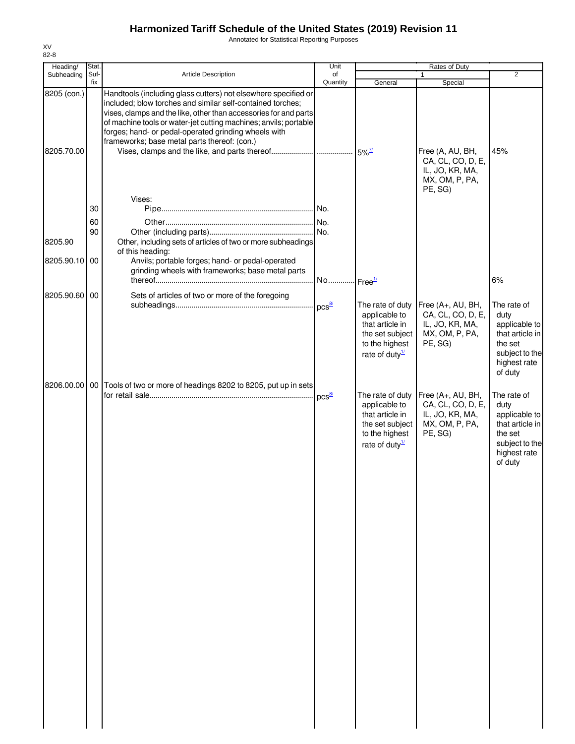# Harmonized Tariff Schedule of the United States (2019) Revision 11

Annotated for Statistical Reporting Purposes

XV
82-8

| Heading/ Subheading | Stat. Suf- fix | Article Description | Unit of Quantity | Rates of Duty 1 General | Special | 2 |
|---|---|---|---|---|---|---|
| 8205 (con.) | | Handtools (including glass cutters) not elsewhere specified or included; blow torches and similar self-contained torches; vises, clamps and the like, other than accessories for and parts of machine tools or water-jet cutting machines; anvils; portable forges; hand- or pedal-operated grinding wheels with frameworks; base metal parts thereof: (con.) | | | | |
| 8205.70.00 | | Vises, clamps and the like, and parts thereof | | 5%[7/] | Free (A, AU, BH, CA, CL, CO, D, E, IL, JO, KR, MA, MX, OM, P, PA, PE, SG) | 45% |
| | | Vises: | | | | |
| | 30 | Pipe | No. | | | |
| | 60 | Other | No. | | | |
| | 90 | Other (including parts) | No. | | | |
| 8205.90 | | Other, including sets of articles of two or more subheadings of this heading: | | | | |
| 8205.90.10 | 00 | Anvils; portable forges; hand- or pedal-operated grinding wheels with frameworks; base metal parts thereof | No. | Free[1/] | | 6% |
| 8205.90.60 | 00 | Sets of articles of two or more of the foregoing subheadings | pcs[8/] | The rate of duty applicable to that article in the set subject to the highest rate of duty[1/] | Free (A+, AU, BH, CA, CL, CO, D, E, IL, JO, KR, MA, MX, OM, P, PA, PE, SG) | The rate of duty applicable to that article in the set subject to the highest rate of duty |
| 8206.00.00 | 00 | Tools of two or more of headings 8202 to 8205, put up in sets for retail sale | pcs[8/] | The rate of duty applicable to that article in the set subject to the highest rate of duty[1/] | Free (A+, AU, BH, CA, CL, CO, D, E, IL, JO, KR, MA, MX, OM, P, PA, PE, SG) | The rate of duty applicable to that article in the set subject to the highest rate of duty |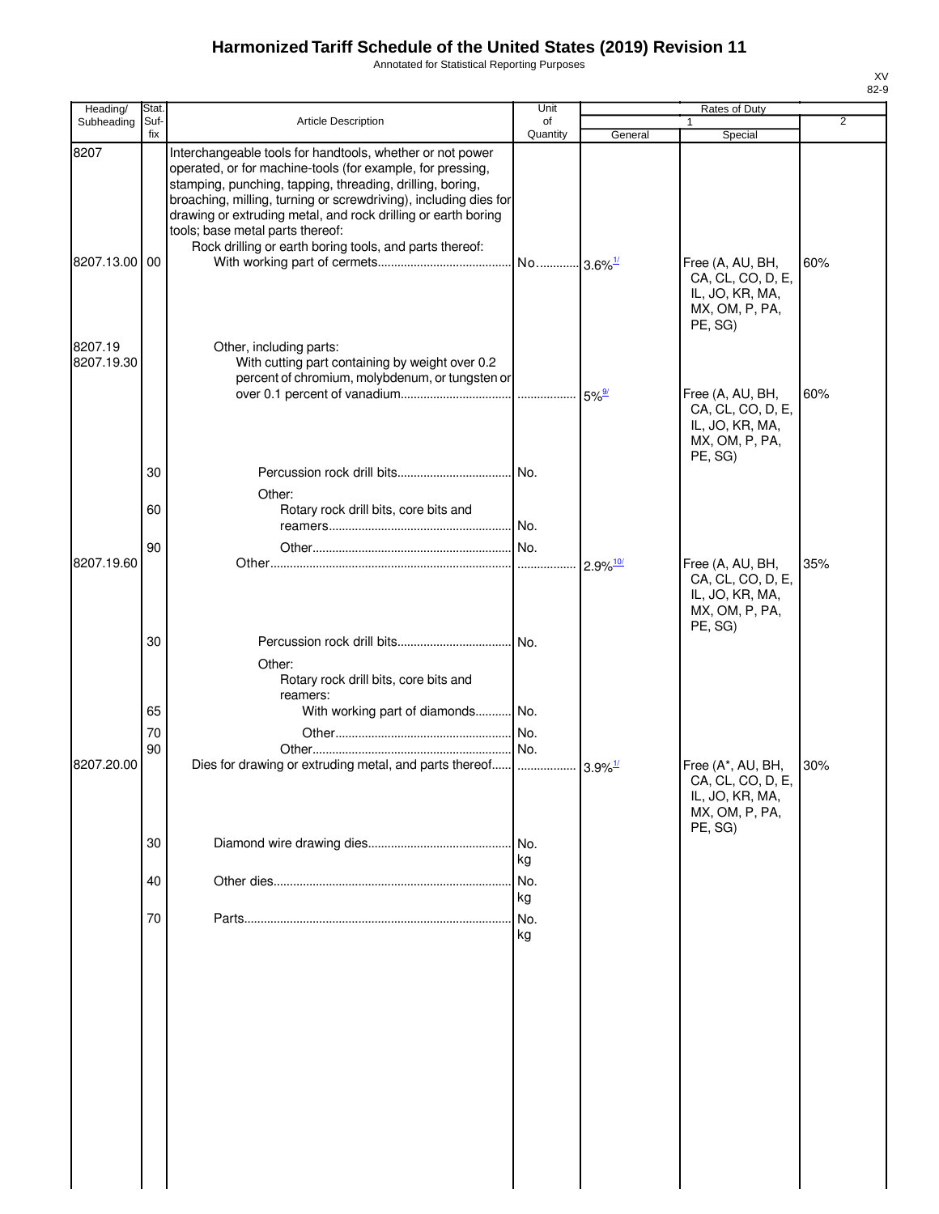# Harmonized Tariff Schedule of the United States (2019) Revision 11

Annotated for Statistical Reporting Purposes

XV
82-9

| Heading/ Subheading | Stat. Suf- fix | Article Description | Unit of Quantity | Rates of Duty 1 General | Special | 2 |
|---|---|---|---|---|---|---|
| 8207 | | Interchangeable tools for handtools, whether or not power operated, or for machine-tools (for example, for pressing, stamping, punching, tapping, threading, drilling, boring, broaching, milling, turning or screwdriving), including dies for drawing or extruding metal, and rock drilling or earth boring tools; base metal parts thereof: | | | | |
| | | Rock drilling or earth boring tools, and parts thereof: | | | | |
| 8207.13.00 | 00 | With working part of cermets | No. | 3.6%[1/] | Free (A, AU, BH, CA, CL, CO, D, E, IL, JO, KR, MA, MX, OM, P, PA, PE, SG) | 60% |
| 8207.19 | | Other, including parts: | | | | |
| 8207.19.30 | | With cutting part containing by weight over 0.2 percent of chromium, molybdenum, or tungsten or over 0.1 percent of vanadium | | 5%[9/] | Free (A, AU, BH, CA, CL, CO, D, E, IL, JO, KR, MA, MX, OM, P, PA, PE, SG) | 60% |
| | 30 | Percussion rock drill bits | No. | | | |
| | | Other: | | | | |
| | 60 | Rotary rock drill bits, core bits and reamers | No. | | | |
| | 90 | Other | No. | | | |
| 8207.19.60 | | Other | | 2.9%[10/] | Free (A, AU, BH, CA, CL, CO, D, E, IL, JO, KR, MA, MX, OM, P, PA, PE, SG) | 35% |
| | 30 | Percussion rock drill bits | No. | | | |
| | | Other: | | | | |
| | | Rotary rock drill bits, core bits and reamers: | | | | |
| | 65 | With working part of diamonds | No. | | | |
| | 70 | Other | No. | | | |
| | 90 | Other | No. | | | |
| 8207.20.00 | | Dies for drawing or extruding metal, and parts thereof | | 3.9%[1/] | Free (A*, AU, BH, CA, CL, CO, D, E, IL, JO, KR, MA, MX, OM, P, PA, PE, SG) | 30% |
| | 30 | Diamond wire drawing dies | No. kg | | | |
| | 40 | Other dies | No. kg | | | |
| | 70 | Parts | No. kg | | | |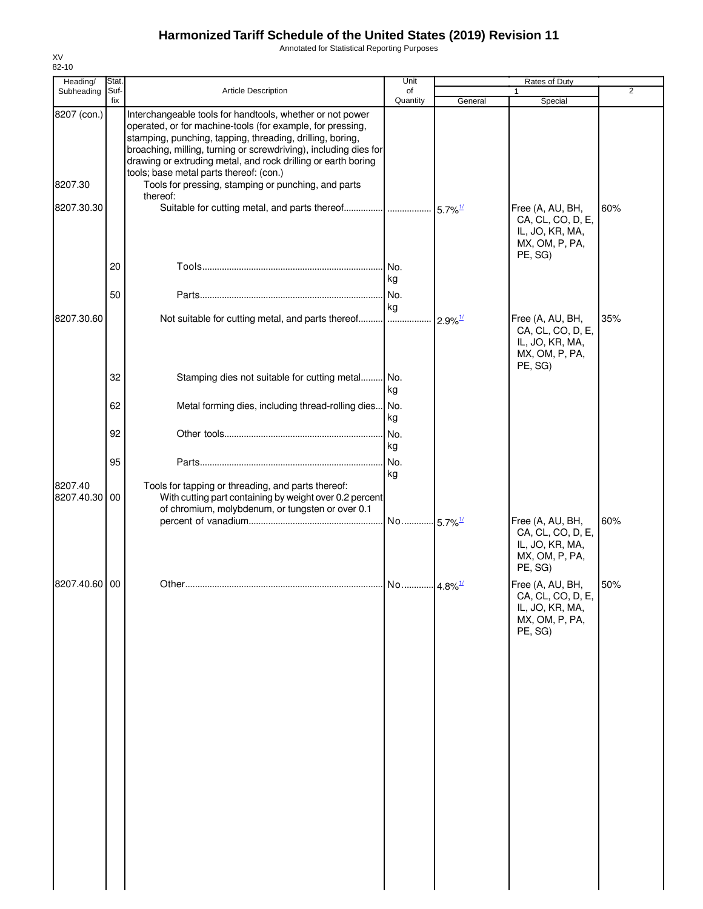# Harmonized Tariff Schedule of the United States (2019) Revision 11

Annotated for Statistical Reporting Purposes

XV
82-10

| Heading/ Subheading | Stat. Suf- fix | Article Description | Unit of Quantity | Rates of Duty 1 General | 1 Special | 2 |
|---|---|---|---|---|---|---|
| 8207 (con.) | | Interchangeable tools for handtools, whether or not power operated, or for machine-tools (for example, for pressing, stamping, punching, tapping, threading, drilling, boring, broaching, milling, turning or screwdriving), including dies for drawing or extruding metal, and rock drilling or earth boring tools; base metal parts thereof: (con.) | | | | |
| 8207.30 | | Tools for pressing, stamping or punching, and parts thereof: | | | | |
| 8207.30.30 | | Suitable for cutting metal, and parts thereof | | 5.7%[1/] | Free (A, AU, BH, CA, CL, CO, D, E, IL, JO, KR, MA, MX, OM, P, PA, PE, SG) | 60% |
| | 20 | Tools | No. kg | | | |
| | 50 | Parts | No. kg | | | |
| 8207.30.60 | | Not suitable for cutting metal, and parts thereof | | 2.9%[1/] | Free (A, AU, BH, CA, CL, CO, D, E, IL, JO, KR, MA, MX, OM, P, PA, PE, SG) | 35% |
| | 32 | Stamping dies not suitable for cutting metal | No. kg | | | |
| | 62 | Metal forming dies, including thread-rolling dies | No. kg | | | |
| | 92 | Other tools | No. kg | | | |
| | 95 | Parts | No. kg | | | |
| 8207.40 | | Tools for tapping or threading, and parts thereof: | | | | |
| 8207.40.30 | 00 | With cutting part containing by weight over 0.2 percent of chromium, molybdenum, or tungsten or over 0.1 percent of vanadium | No. | 5.7%[1/] | Free (A, AU, BH, CA, CL, CO, D, E, IL, JO, KR, MA, MX, OM, P, PA, PE, SG) | 60% |
| 8207.40.60 | 00 | Other | No. | 4.8%[1/] | Free (A, AU, BH, CA, CL, CO, D, E, IL, JO, KR, MA, MX, OM, P, PA, PE, SG) | 50% |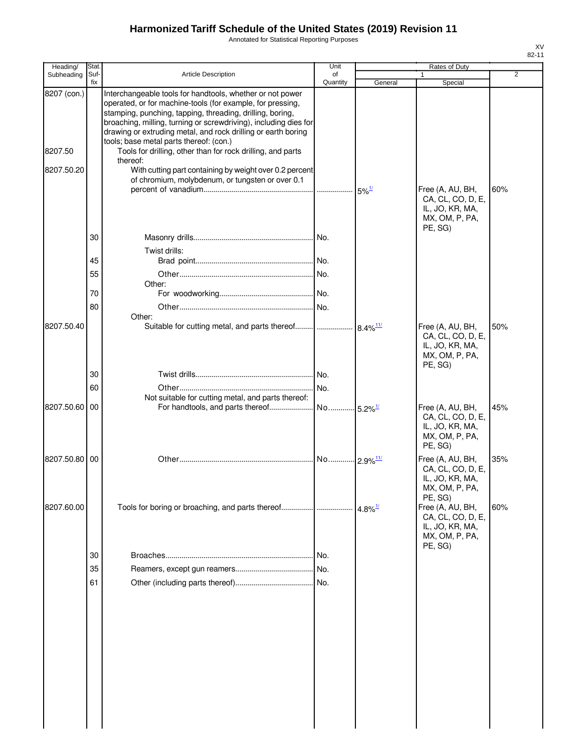# Harmonized Tariff Schedule of the United States (2019) Revision 11

Annotated for Statistical Reporting Purposes

XV
82-11

| Heading/ Subheading | Stat. Suf- fix | Article Description | Unit of Quantity | Rates of Duty 1 General | Special | 2 |
|---|---|---|---|---|---|---|
| 8207 (con.) | | Interchangeable tools for handtools, whether or not power operated, or for machine-tools (for example, for pressing, stamping, punching, tapping, threading, drilling, boring, broaching, milling, turning or screwdriving), including dies for drawing or extruding metal, and rock drilling or earth boring tools; base metal parts thereof: (con.) | | | | |
| 8207.50 | | Tools for drilling, other than for rock drilling, and parts thereof: | | | | |
| 8207.50.20 | | With cutting part containing by weight over 0.2 percent of chromium, molybdenum, or tungsten or over 0.1 percent of vanadium | | 5%[1/] | Free (A, AU, BH, CA, CL, CO, D, E, IL, JO, KR, MA, MX, OM, P, PA, PE, SG) | 60% |
| | 30 | Masonry drills | No. | | | |
| | | Twist drills: | | | | |
| | 45 | Brad point | No. | | | |
| | 55 | Other | No. | | | |
| | | Other: | | | | |
| | 70 | For woodworking | No. | | | |
| | 80 | Other | No. | | | |
| | | Other: | | | | |
| 8207.50.40 | | Suitable for cutting metal, and parts thereof | | 8.4%[11/] | Free (A, AU, BH, CA, CL, CO, D, E, IL, JO, KR, MA, MX, OM, P, PA, PE, SG) | 50% |
| | 30 | Twist drills | No. | | | |
| | 60 | Other | No. | | | |
| | | Not suitable for cutting metal, and parts thereof: | | | | |
| 8207.50.60 | 00 | For handtools, and parts thereof | No. | 5.2%[1/] | Free (A, AU, BH, CA, CL, CO, D, E, IL, JO, KR, MA, MX, OM, P, PA, PE, SG) | 45% |
| 8207.50.80 | 00 | Other | No. | 2.9%[11/] | Free (A, AU, BH, CA, CL, CO, D, E, IL, JO, KR, MA, MX, OM, P, PA, PE, SG) | 35% |
| 8207.60.00 | | Tools for boring or broaching, and parts thereof | | 4.8%[1/] | Free (A, AU, BH, CA, CL, CO, D, E, IL, JO, KR, MA, MX, OM, P, PA, PE, SG) | 60% |
| | 30 | Broaches | No. | | | |
| | 35 | Reamers, except gun reamers | No. | | | |
| | 61 | Other (including parts thereof) | No. | | | |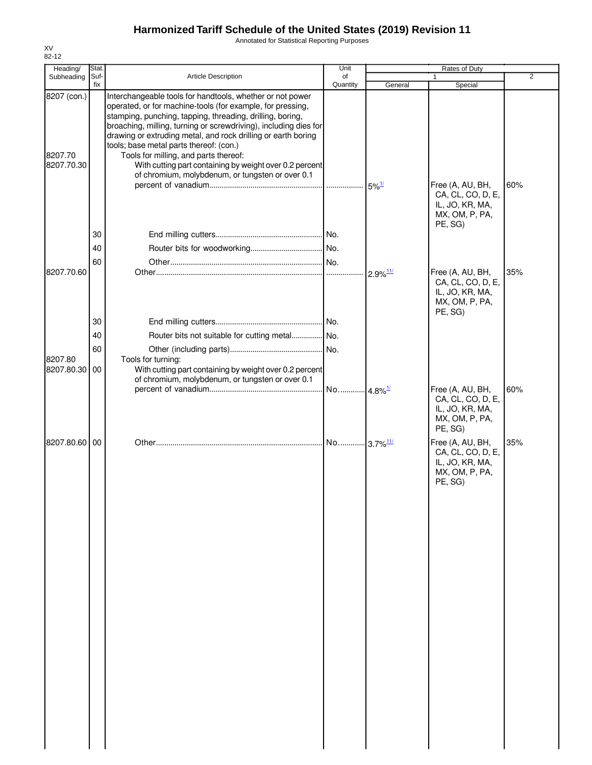# Harmonized Tariff Schedule of the United States (2019) Revision 11

Annotated for Statistical Reporting Purposes

XV
82-12

| Heading/ Subheading | Stat. Suf- fix | Article Description | Unit of Quantity | Rates of Duty 1 General | Rates of Duty 1 Special | Rates of Duty 2 |
|---|---|---|---|---|---|---|
| 8207 (con.) | | Interchangeable tools for handtools, whether or not power operated, or for machine-tools (for example, for pressing, stamping, punching, tapping, threading, drilling, boring, broaching, milling, turning or screwdriving), including dies for drawing or extruding metal, and rock drilling or earth boring tools; base metal parts thereof: (con.) | | | | |
| 8207.70 | | Tools for milling, and parts thereof: | | | | |
| 8207.70.30 | | With cutting part containing by weight over 0.2 percent of chromium, molybdenum, or tungsten or over 0.1 percent of vanadium | | 5%[1/] | Free (A, AU, BH, CA, CL, CO, D, E, IL, JO, KR, MA, MX, OM, P, PA, PE, SG) | 60% |
| | 30 | End milling cutters | No. | | | |
| | 40 | Router bits for woodworking | No. | | | |
| | 60 | Other | No. | | | |
| 8207.70.60 | | Other | | 2.9%[11/] | Free (A, AU, BH, CA, CL, CO, D, E, IL, JO, KR, MA, MX, OM, P, PA, PE, SG) | 35% |
| | 30 | End milling cutters | No. | | | |
| | 40 | Router bits not suitable for cutting metal | No. | | | |
| | 60 | Other (including parts) | No. | | | |
| 8207.80 | | Tools for turning: | | | | |
| 8207.80.30 | 00 | With cutting part containing by weight over 0.2 percent of chromium, molybdenum, or tungsten or over 0.1 percent of vanadium | No. | 4.8%[1/] | Free (A, AU, BH, CA, CL, CO, D, E, IL, JO, KR, MA, MX, OM, P, PA, PE, SG) | 60% |
| 8207.80.60 | 00 | Other | No. | 3.7%[11/] | Free (A, AU, BH, CA, CL, CO, D, E, IL, JO, KR, MA, MX, OM, P, PA, PE, SG) | 35% |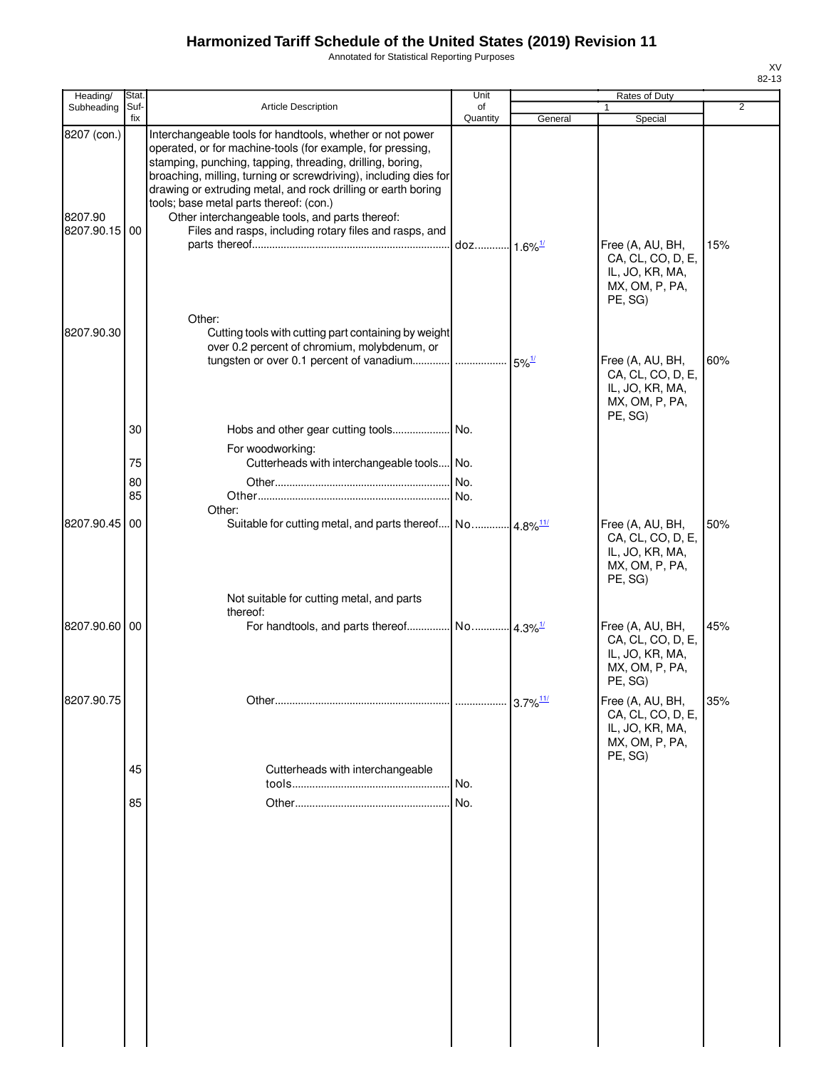# Harmonized Tariff Schedule of the United States (2019) Revision 11

Annotated for Statistical Reporting Purposes

XV
82-13

| Heading/ Subheading | Stat. Suf- fix | Article Description | Unit of Quantity | Rates of Duty 1 General | Special | 2 |
|---|---|---|---|---|---|---|
| 8207 (con.) | | Interchangeable tools for handtools, whether or not power operated, or for machine-tools (for example, for pressing, stamping, punching, tapping, threading, drilling, boring, broaching, milling, turning or screwdriving), including dies for drawing or extruding metal, and rock drilling or earth boring tools; base metal parts thereof: (con.) | | | | |
| 8207.90 | | Other interchangeable tools, and parts thereof: | | | | |
| 8207.90.15 | 00 | Files and rasps, including rotary files and rasps, and parts thereof | doz | 1.6%[1/] | Free (A, AU, BH, CA, CL, CO, D, E, IL, JO, KR, MA, MX, OM, P, PA, PE, SG) | 15% |
| | | Other: | | | | |
| 8207.90.30 | | Cutting tools with cutting part containing by weight over 0.2 percent of chromium, molybdenum, or tungsten or over 0.1 percent of vanadium | | 5%[1/] | Free (A, AU, BH, CA, CL, CO, D, E, IL, JO, KR, MA, MX, OM, P, PA, PE, SG) | 60% |
| | 30 | Hobs and other gear cutting tools | No. | | | |
| | | For woodworking: | | | | |
| | 75 | Cutterheads with interchangeable tools | No. | | | |
| | 80 | Other | No. | | | |
| | 85 | Other | No. | | | |
| | | Other: | | | | |
| 8207.90.45 | 00 | Suitable for cutting metal, and parts thereof | No | 4.8%[11/] | Free (A, AU, BH, CA, CL, CO, D, E, IL, JO, KR, MA, MX, OM, P, PA, PE, SG) | 50% |
| | | Not suitable for cutting metal, and parts thereof: | | | | |
| 8207.90.60 | 00 | For handtools, and parts thereof | No | 4.3%[1/] | Free (A, AU, BH, CA, CL, CO, D, E, IL, JO, KR, MA, MX, OM, P, PA, PE, SG) | 45% |
| 8207.90.75 | | Other | | 3.7%[11/] | Free (A, AU, BH, CA, CL, CO, D, E, IL, JO, KR, MA, MX, OM, P, PA, PE, SG) | 35% |
| | 45 | Cutterheads with interchangeable tools | No. | | | |
| | 85 | Other | No. | | | |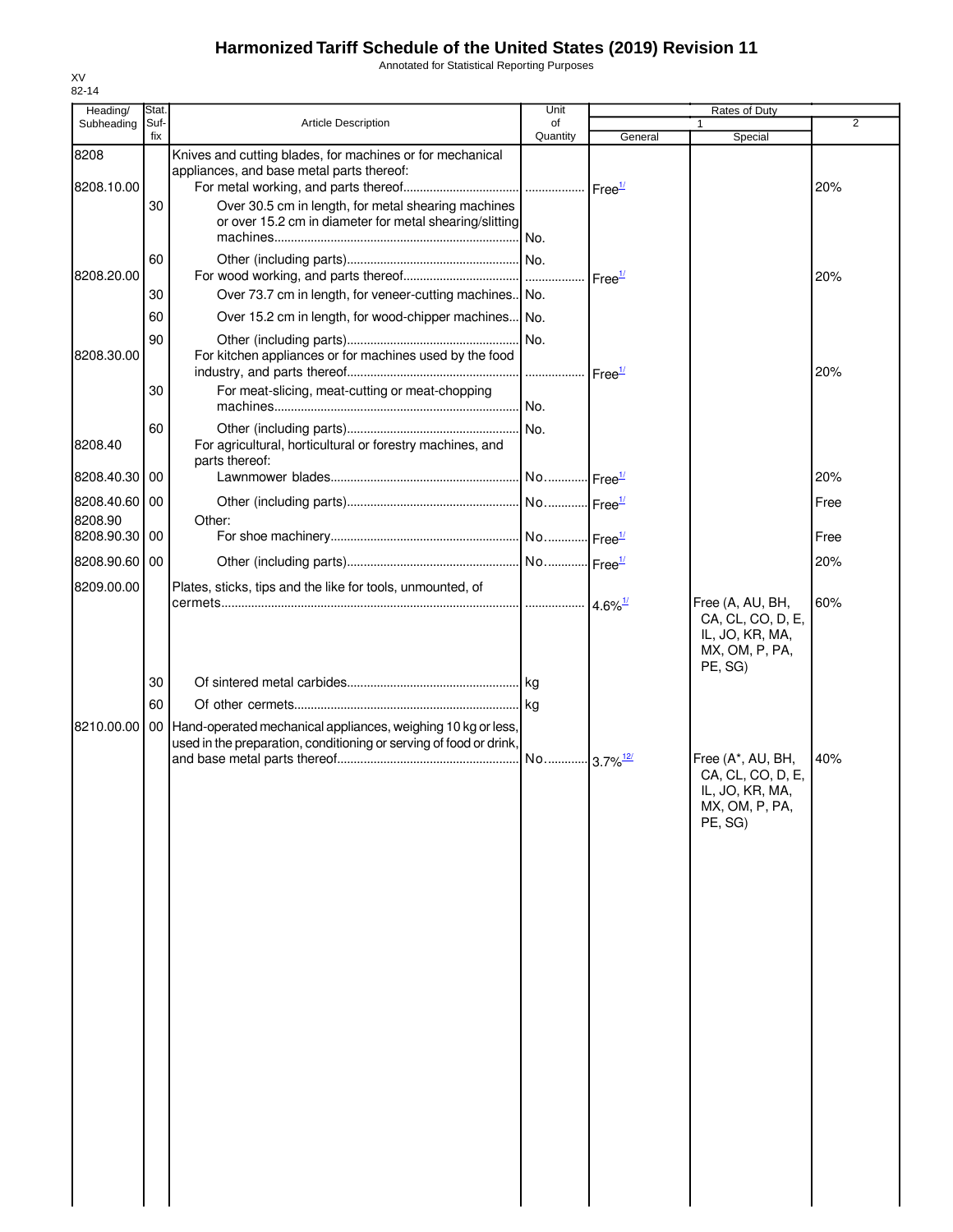# Harmonized Tariff Schedule of the United States (2019) Revision 11

Annotated for Statistical Reporting Purposes

XV
82-14

| Heading/ Subheading | Stat. Suf- fix | Article Description | Unit of Quantity | Rates of Duty 1 General | Special | 2 |
|---|---|---|---|---|---|---|
| 8208 | | Knives and cutting blades, for machines or for mechanical appliances, and base metal parts thereof: | | | | |
| 8208.10.00 | | For metal working, and parts thereof | | Free[1/] | | 20% |
| | 30 | Over 30.5 cm in length, for metal shearing machines or over 15.2 cm in diameter for metal shearing/slitting machines | No. | | | |
| | 60 | Other (including parts) | No. | | | |
| 8208.20.00 | | For wood working, and parts thereof | | Free[1/] | | 20% |
| | 30 | Over 73.7 cm in length, for veneer-cutting machines | No. | | | |
| | 60 | Over 15.2 cm in length, for wood-chipper machines | No. | | | |
| | 90 | Other (including parts) | No. | | | |
| 8208.30.00 | | For kitchen appliances or for machines used by the food industry, and parts thereof | | Free[1/] | | 20% |
| | 30 | For meat-slicing, meat-cutting or meat-chopping machines | No. | | | |
| | 60 | Other (including parts) | No. | | | |
| 8208.40 | | For agricultural, horticultural or forestry machines, and parts thereof: | | | | |
| 8208.40.30 | 00 | Lawnmower blades | No. | Free[1/] | | 20% |
| 8208.40.60 | 00 | Other (including parts) | No. | Free[1/] | | Free |
| 8208.90 | | Other: | | | | |
| 8208.90.30 | 00 | For shoe machinery | No. | Free[1/] | | Free |
| 8208.90.60 | 00 | Other (including parts) | No. | Free[1/] | | 20% |
| 8209.00.00 | | Plates, sticks, tips and the like for tools, unmounted, of cermets | | 4.6%[1/] | Free (A, AU, BH, CA, CL, CO, D, E, IL, JO, KR, MA, MX, OM, P, PA, PE, SG) | 60% |
| | 30 | Of sintered metal carbides | kg | | | |
| | 60 | Of other cermets | kg | | | |
| 8210.00.00 | 00 | Hand-operated mechanical appliances, weighing 10 kg or less, used in the preparation, conditioning or serving of food or drink, and base metal parts thereof | No. | 3.7%[12/] | Free (A*, AU, BH, CA, CL, CO, D, E, IL, JO, KR, MA, MX, OM, P, PA, PE, SG) | 40% |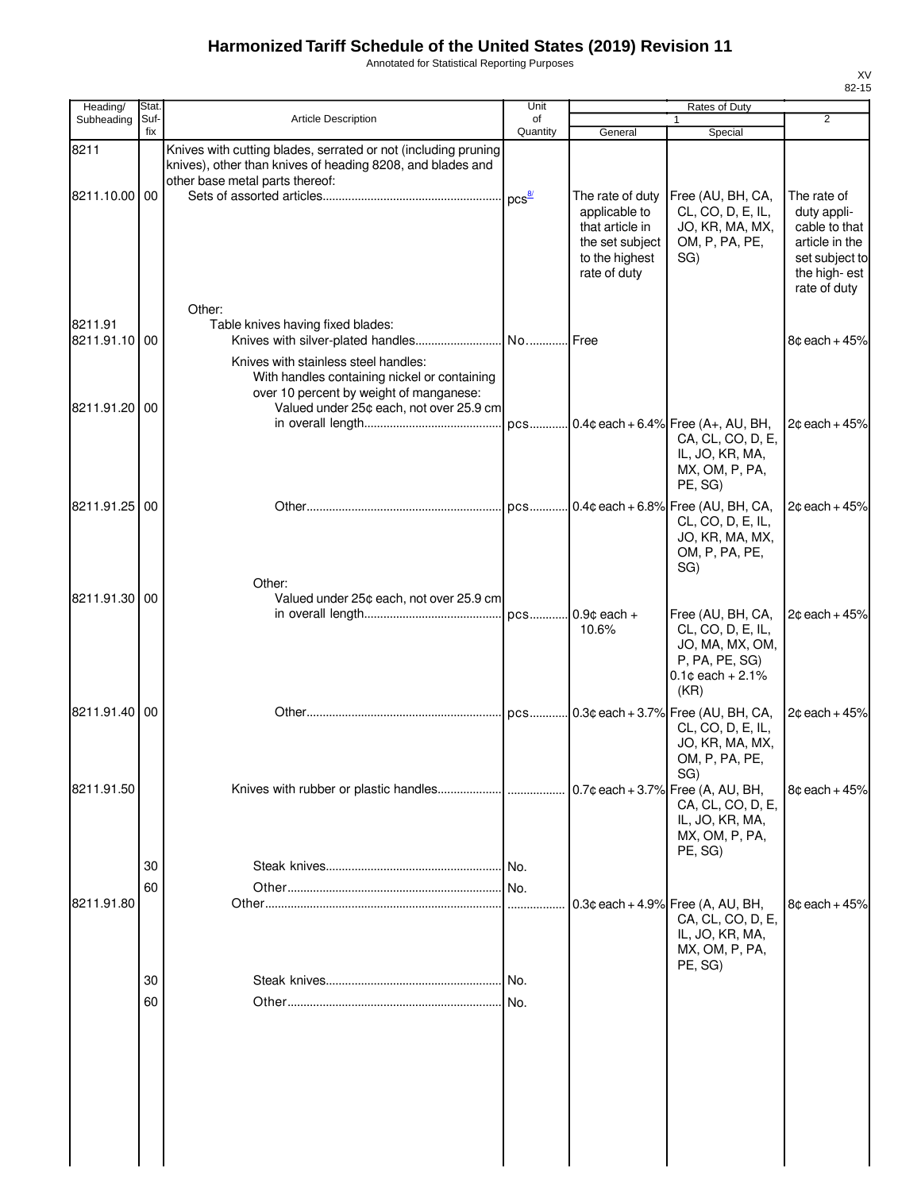# Harmonized Tariff Schedule of the United States (2019) Revision 11

Annotated for Statistical Reporting Purposes

XV
82-15

| Heading/ Subheading | Stat. Suf- fix | Article Description | Unit of Quantity | Rates of Duty 1 General | Rates of Duty 1 Special | Rates of Duty 2 |
|---|---|---|---|---|---|---|
| 8211 | | Knives with cutting blades, serrated or not (including pruning knives), other than knives of heading 8208, and blades and other base metal parts thereof: | | | | |
| 8211.10.00 | 00 | Sets of assorted articles | pcs[8/] | The rate of duty applicable to that article in the set subject to the highest rate of duty | Free (AU, BH, CA, CL, CO, D, E, IL, JO, KR, MA, MX, OM, P, PA, PE, SG) | The rate of duty applicable to that article in the set subject to the highest rate of duty |
| | | Other: | | | | |
| 8211.91 | | Table knives having fixed blades: | | | | |
| 8211.91.10 | 00 | Knives with silver-plated handles | No. | Free | | 8¢ each + 45% |
| | | Knives with stainless steel handles: | | | | |
| | | With handles containing nickel or containing over 10 percent by weight of manganese: | | | | |
| 8211.91.20 | 00 | Valued under 25¢ each, not over 25.9 cm in overall length | pcs | 0.4¢ each + 6.4% | Free (A+, AU, BH, CA, CL, CO, D, E, IL, JO, KR, MA, MX, OM, P, PA, PE, SG) | 2¢ each + 45% |
| 8211.91.25 | 00 | Other | pcs | 0.4¢ each + 6.8% | Free (AU, BH, CA, CL, CO, D, E, IL, JO, KR, MA, MX, OM, P, PA, PE, SG) | 2¢ each + 45% |
| | | Other: | | | | |
| 8211.91.30 | 00 | Valued under 25¢ each, not over 25.9 cm in overall length | pcs | 0.9¢ each + 10.6% | Free (AU, BH, CA, CL, CO, D, E, IL, JO, MA, MX, OM, P, PA, PE, SG) 0.1¢ each + 2.1% (KR) | 2¢ each + 45% |
| 8211.91.40 | 00 | Other | pcs | 0.3¢ each + 3.7% | Free (AU, BH, CA, CL, CO, D, E, IL, JO, KR, MA, MX, OM, P, PA, PE, SG) | 2¢ each + 45% |
| 8211.91.50 | | Knives with rubber or plastic handles | | 0.7¢ each + 3.7% | Free (A, AU, BH, CA, CL, CO, D, E, IL, JO, KR, MA, MX, OM, P, PA, PE, SG) | 8¢ each + 45% |
| | 30 | Steak knives | No. | | | |
| | 60 | Other | No. | | | |
| 8211.91.80 | | Other | | 0.3¢ each + 4.9% | Free (A, AU, BH, CA, CL, CO, D, E, IL, JO, KR, MA, MX, OM, P, PA, PE, SG) | 8¢ each + 45% |
| | 30 | Steak knives | No. | | | |
| | 60 | Other | No. | | | |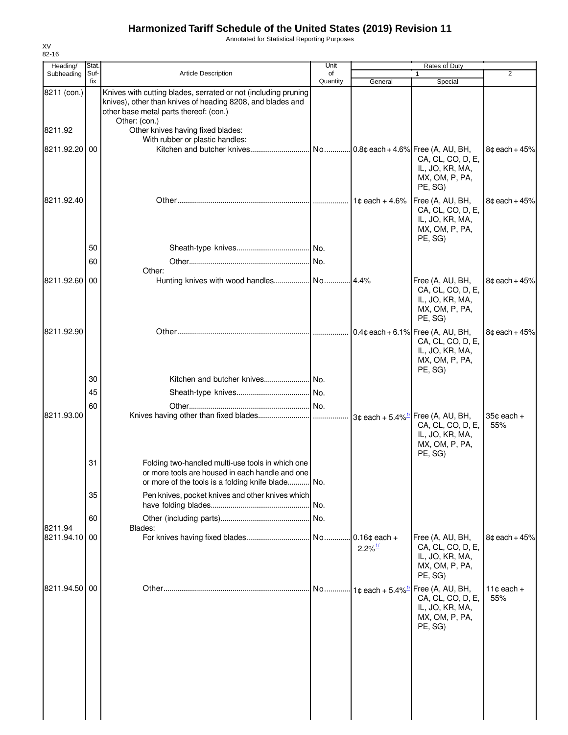# Harmonized Tariff Schedule of the United States (2019) Revision 11

Annotated for Statistical Reporting Purposes

XV
82-16

| Heading/ Subheading | Stat. Suf- fix | Article Description | Unit of Quantity | Rates of Duty 1 General | Special | 2 |
|---|---|---|---|---|---|---|
| 8211 (con.) | | Knives with cutting blades, serrated or not (including pruning knives), other than knives of heading 8208, and blades and other base metal parts thereof: (con.) | | | | |
| | | Other: (con.) | | | | |
| 8211.92 | | Other knives having fixed blades: | | | | |
| | | With rubber or plastic handles: | | | | |
| 8211.92.20 | 00 | Kitchen and butcher knives | No. | 0.8¢ each + 4.6% | Free (A, AU, BH, CA, CL, CO, D, E, IL, JO, KR, MA, MX, OM, P, PA, PE, SG) | 8¢ each + 45% |
| 8211.92.40 | | Other | | 1¢ each + 4.6% | Free (A, AU, BH, CA, CL, CO, D, E, IL, JO, KR, MA, MX, OM, P, PA, PE, SG) | 8¢ each + 45% |
| | 50 | Sheath-type knives | No. | | | |
| | 60 | Other | No. | | | |
| | | Other: | | | | |
| 8211.92.60 | 00 | Hunting knives with wood handles | No. | 4.4% | Free (A, AU, BH, CA, CL, CO, D, E, IL, JO, KR, MA, MX, OM, P, PA, PE, SG) | 8¢ each + 45% |
| 8211.92.90 | | Other | | 0.4¢ each + 6.1% | Free (A, AU, BH, CA, CL, CO, D, E, IL, JO, KR, MA, MX, OM, P, PA, PE, SG) | 8¢ each + 45% |
| | 30 | Kitchen and butcher knives | No. | | | |
| | 45 | Sheath-type knives | No. | | | |
| | 60 | Other | No. | | | |
| 8211.93.00 | | Knives having other than fixed blades | | 3¢ each + 5.4%[1/] | Free (A, AU, BH, CA, CL, CO, D, E, IL, JO, KR, MA, MX, OM, P, PA, PE, SG) | 35¢ each + 55% |
| | 31 | Folding two-handled multi-use tools in which one or more tools are housed in each handle and one or more of the tools is a folding knife blade | No. | | | |
| | 35 | Pen knives, pocket knives and other knives which have folding blades | No. | | | |
| | 60 | Other (including parts) | No. | | | |
| 8211.94 | | Blades: | | | | |
| 8211.94.10 | 00 | For knives having fixed blades | No. | 0.16¢ each + 2.2%[1/] | Free (A, AU, BH, CA, CL, CO, D, E, IL, JO, KR, MA, MX, OM, P, PA, PE, SG) | 8¢ each + 45% |
| 8211.94.50 | 00 | Other | No. | 1¢ each + 5.4%[1/] | Free (A, AU, BH, CA, CL, CO, D, E, IL, JO, KR, MA, MX, OM, P, PA, PE, SG) | 11¢ each + 55% |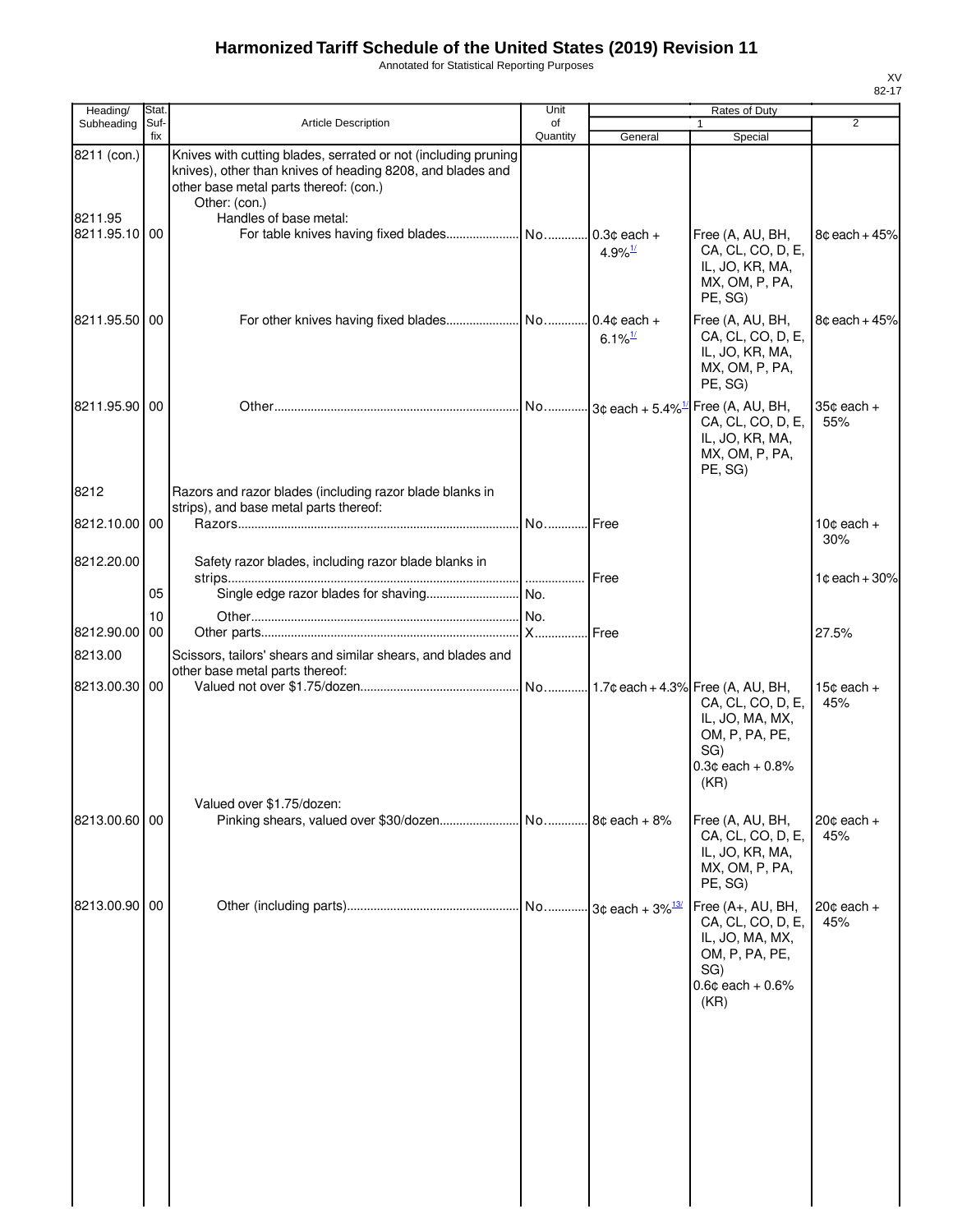# Harmonized Tariff Schedule of the United States (2019) Revision 11

Annotated for Statistical Reporting Purposes

| Heading/ Subheading | Stat. Suf- fix | Article Description | Unit of Quantity | Rates of Duty 1 General | Rates of Duty 1 Special | Rates of Duty 2 |
|---|---|---|---|---|---|---|
| 8211 (con.) | | Knives with cutting blades, serrated or not (including pruning knives), other than knives of heading 8208, and blades and other base metal parts thereof: (con.) | | | | |
| | | Other: (con.) | | | | |
| 8211.95 | | Handles of base metal: | | | | |
| 8211.95.10 | 00 | For table knives having fixed blades | No. | 0.3¢ each + 4.9%[1/] | Free (A, AU, BH, CA, CL, CO, D, E, IL, JO, KR, MA, MX, OM, P, PA, PE, SG) | 8¢ each + 45% |
| 8211.95.50 | 00 | For other knives having fixed blades | No. | 0.4¢ each + 6.1%[1/] | Free (A, AU, BH, CA, CL, CO, D, E, IL, JO, KR, MA, MX, OM, P, PA, PE, SG) | 8¢ each + 45% |
| 8211.95.90 | 00 | Other | No. | 3¢ each + 5.4%[1/] | Free (A, AU, BH, CA, CL, CO, D, E, IL, JO, KR, MA, MX, OM, P, PA, PE, SG) | 35¢ each + 55% |
| 8212 | | Razors and razor blades (including razor blade blanks in strips), and base metal parts thereof: | | | | |
| 8212.10.00 | 00 | Razors | No. | Free | | 10¢ each + 30% |
| 8212.20.00 | | Safety razor blades, including razor blade blanks in strips | | Free | | 1¢ each + 30% |
| | 05 | Single edge razor blades for shaving | No. | | | |
| | 10 | Other | No. | | | |
| 8212.90.00 | 00 | Other parts | X | Free | | 27.5% |
| 8213.00 | | Scissors, tailors' shears and similar shears, and blades and other base metal parts thereof: | | | | |
| 8213.00.30 | 00 | Valued not over $1.75/dozen | No. | 1.7¢ each + 4.3% | Free (A, AU, BH, CA, CL, CO, D, E, IL, JO, MA, MX, OM, P, PA, PE, SG)<br>0.3¢ each + 0.8% (KR) | 15¢ each + 45% |
| | | Valued over $1.75/dozen: | | | | |
| 8213.00.60 | 00 | Pinking shears, valued over $30/dozen | No. | 8¢ each + 8% | Free (A, AU, BH, CA, CL, CO, D, E, IL, JO, KR, MA, MX, OM, P, PA, PE, SG) | 20¢ each + 45% |
| 8213.00.90 | 00 | Other (including parts) | No. | 3¢ each + 3%[13/] | Free (A+, AU, BH, CA, CL, CO, D, E, IL, JO, MA, MX, OM, P, PA, PE, SG)<br>0.6¢ each + 0.6% (KR) | 20¢ each + 45% |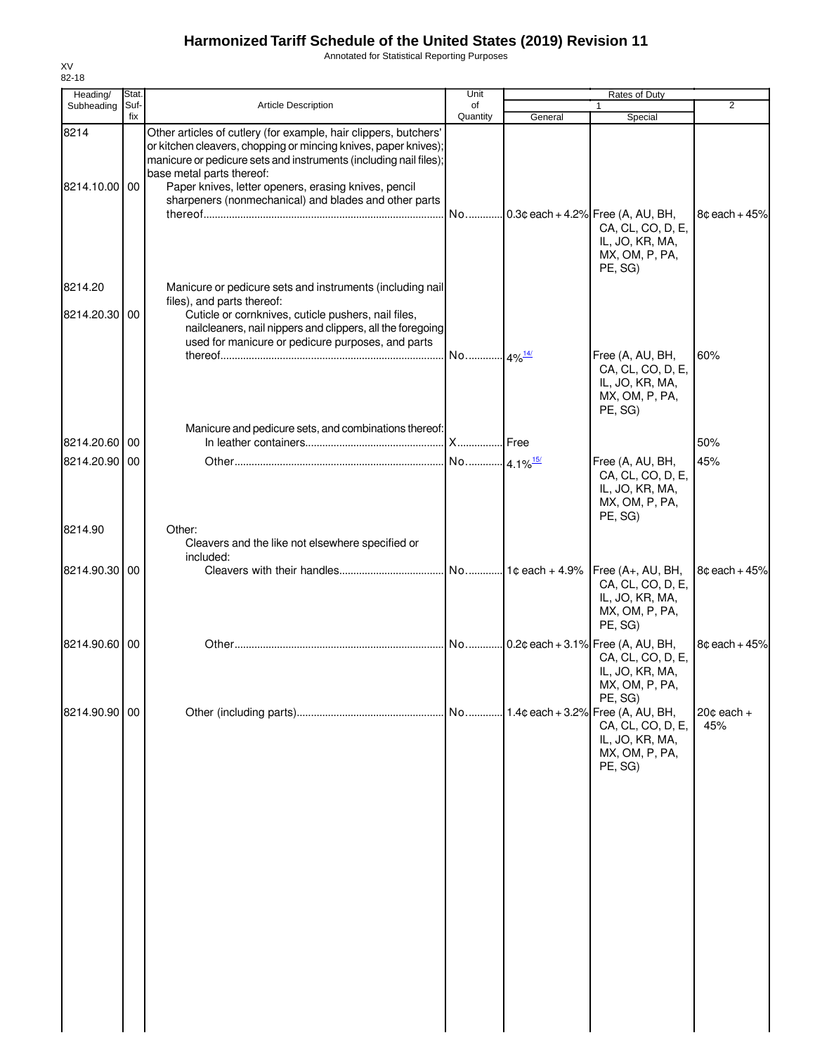# Harmonized Tariff Schedule of the United States (2019) Revision 11

Annotated for Statistical Reporting Purposes

XV
82-18

| Heading/ Subheading | Stat. Suf- fix | Article Description | Unit of Quantity | Rates of Duty 1 General | Special | 2 |
|---|---|---|---|---|---|---|
| 8214 | | Other articles of cutlery (for example, hair clippers, butchers' or kitchen cleavers, chopping or mincing knives, paper knives); manicure or pedicure sets and instruments (including nail files); base metal parts thereof: | | | | |
| 8214.10.00 | 00 | Paper knives, letter openers, erasing knives, pencil sharpeners (nonmechanical) and blades and other parts thereof | No. | 0.3¢ each + 4.2% | Free (A, AU, BH, CA, CL, CO, D, E, IL, JO, KR, MA, MX, OM, P, PA, PE, SG) | 8¢ each + 45% |
| 8214.20 | | Manicure or pedicure sets and instruments (including nail files), and parts thereof: | | | | |
| 8214.20.30 | 00 | Cuticle or cornknives, cuticle pushers, nail files, nailcleaners, nail nippers and clippers, all the foregoing used for manicure or pedicure purposes, and parts thereof | No. | 4%[14/] | Free (A, AU, BH, CA, CL, CO, D, E, IL, JO, KR, MA, MX, OM, P, PA, PE, SG) | 60% |
| | | Manicure and pedicure sets, and combinations thereof: | | | | |
| 8214.20.60 | 00 | In leather containers | X | Free | | 50% |
| 8214.20.90 | 00 | Other | No. | 4.1%[15/] | Free (A, AU, BH, CA, CL, CO, D, E, IL, JO, KR, MA, MX, OM, P, PA, PE, SG) | 45% |
| 8214.90 | | Other: | | | | |
| | | Cleavers and the like not elsewhere specified or included: | | | | |
| 8214.90.30 | 00 | Cleavers with their handles | No. | 1¢ each + 4.9% | Free (A+, AU, BH, CA, CL, CO, D, E, IL, JO, KR, MA, MX, OM, P, PA, PE, SG) | 8¢ each + 45% |
| 8214.90.60 | 00 | Other | No. | 0.2¢ each + 3.1% | Free (A, AU, BH, CA, CL, CO, D, E, IL, JO, KR, MA, MX, OM, P, PA, PE, SG) | 8¢ each + 45% |
| 8214.90.90 | 00 | Other (including parts) | No. | 1.4¢ each + 3.2% | Free (A, AU, BH, CA, CL, CO, D, E, IL, JO, KR, MA, MX, OM, P, PA, PE, SG) | 20¢ each + 45% |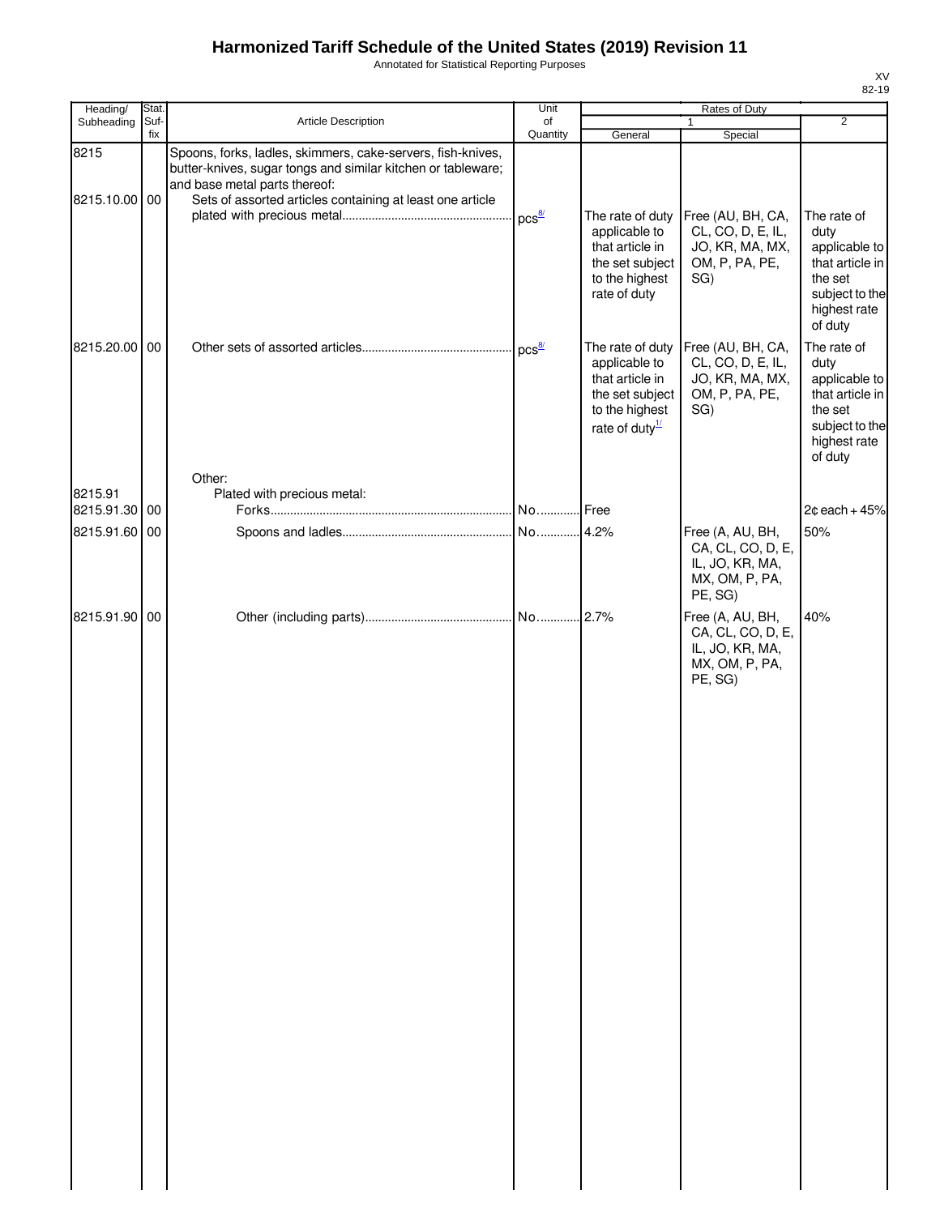# Harmonized Tariff Schedule of the United States (2019) Revision 11

Annotated for Statistical Reporting Purposes

XV
82-19

| Heading/ Subheading | Stat. Suf- fix | Article Description | Unit of Quantity | Rates of Duty 1 General | Special | 2 |
|---|---|---|---|---|---|---|
| 8215 | | Spoons, forks, ladles, skimmers, cake-servers, fish-knives, butter-knives, sugar tongs and similar kitchen or tableware; and base metal parts thereof: | | | | |
| 8215.10.00 | 00 | Sets of assorted articles containing at least one article plated with precious metal | pcs[8/] | The rate of duty applicable to that article in the set subject to the highest rate of duty | Free (AU, BH, CA, CL, CO, D, E, IL, JO, KR, MA, MX, OM, P, PA, PE, SG) | The rate of duty applicable to that article in the set subject to the highest rate of duty |
| 8215.20.00 | 00 | Other sets of assorted articles | pcs[8/] | The rate of duty applicable to that article in the set subject to the highest rate of duty[1/] | Free (AU, BH, CA, CL, CO, D, E, IL, JO, KR, MA, MX, OM, P, PA, PE, SG) | The rate of duty applicable to that article in the set subject to the highest rate of duty |
| | | Other: | | | | |
| 8215.91 | | Plated with precious metal: | | | | |
| 8215.91.30 | 00 | Forks | No. | Free | | 2¢ each + 45% |
| 8215.91.60 | 00 | Spoons and ladles | No. | 4.2% | Free (A, AU, BH, CA, CL, CO, D, E, IL, JO, KR, MA, MX, OM, P, PA, PE, SG) | 50% |
| 8215.91.90 | 00 | Other (including parts) | No. | 2.7% | Free (A, AU, BH, CA, CL, CO, D, E, IL, JO, KR, MA, MX, OM, P, PA, PE, SG) | 40% |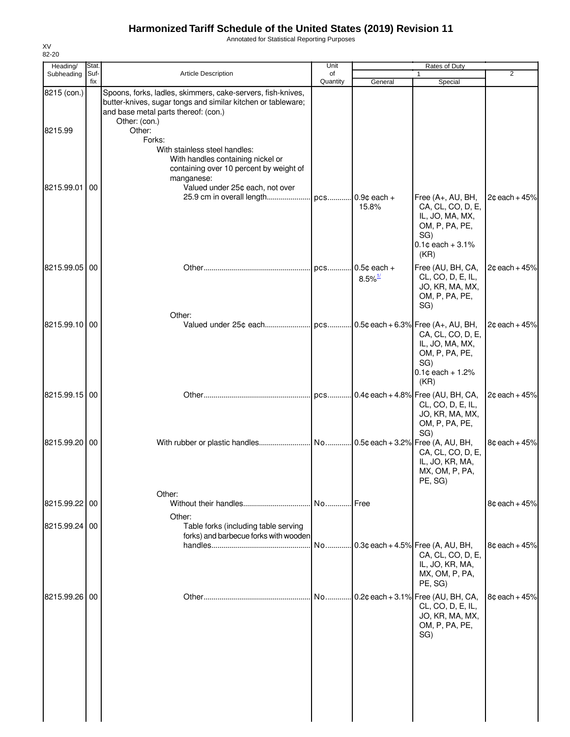# Harmonized Tariff Schedule of the United States (2019) Revision 11

Annotated for Statistical Reporting Purposes

XV
82-20

| Heading/ Subheading | Stat. Suf-fix | Article Description | Unit of Quantity | Rates of Duty 1 General | Rates of Duty 1 Special | Rates of Duty 2 |
|---|---|---|---|---|---|---|
| 8215 (con.) | | Spoons, forks, ladles, skimmers, cake-servers, fish-knives, butter-knives, sugar tongs and similar kitchen or tableware; and base metal parts thereof: (con.) | | | | |
| | | Other: (con.) | | | | |
| 8215.99 | | Other: | | | | |
| | | Forks: | | | | |
| | | With stainless steel handles: | | | | |
| | | With handles containing nickel or containing over 10 percent by weight of manganese: | | | | |
| 8215.99.01 | 00 | Valued under 25¢ each, not over 25.9 cm in overall length | pcs | 0.9¢ each + 15.8% | Free (A+, AU, BH, CA, CL, CO, D, E, IL, JO, MA, MX, OM, P, PA, PE, SG) 0.1¢ each + 3.1% (KR) | 2¢ each + 45% |
| 8215.99.05 | 00 | Other | pcs | 0.5¢ each + 8.5%[1/] | Free (AU, BH, CA, CL, CO, D, E, IL, JO, KR, MA, MX, OM, P, PA, PE, SG) | 2¢ each + 45% |
| | | Other: | | | | |
| 8215.99.10 | 00 | Valued under 25¢ each | pcs | 0.5¢ each + 6.3% | Free (A+, AU, BH, CA, CL, CO, D, E, IL, JO, MA, MX, OM, P, PA, PE, SG) 0.1¢ each + 1.2% (KR) | 2¢ each + 45% |
| 8215.99.15 | 00 | Other | pcs | 0.4¢ each + 4.8% | Free (AU, BH, CA, CL, CO, D, E, IL, JO, KR, MA, MX, OM, P, PA, PE, SG) | 2¢ each + 45% |
| 8215.99.20 | 00 | With rubber or plastic handles | No | 0.5¢ each + 3.2% | Free (A, AU, BH, CA, CL, CO, D, E, IL, JO, KR, MA, MX, OM, P, PA, PE, SG) | 8¢ each + 45% |
| | | Other: | | | | |
| 8215.99.22 | 00 | Without their handles | No | Free | | 8¢ each + 45% |
| | | Other: | | | | |
| 8215.99.24 | 00 | Table forks (including table serving forks) and barbecue forks with wooden handles | No | 0.3¢ each + 4.5% | Free (A, AU, BH, CA, CL, CO, D, E, IL, JO, KR, MA, MX, OM, P, PA, PE, SG) | 8¢ each + 45% |
| 8215.99.26 | 00 | Other | No | 0.2¢ each + 3.1% | Free (AU, BH, CA, CL, CO, D, E, IL, JO, KR, MA, MX, OM, P, PA, PE, SG) | 8¢ each + 45% |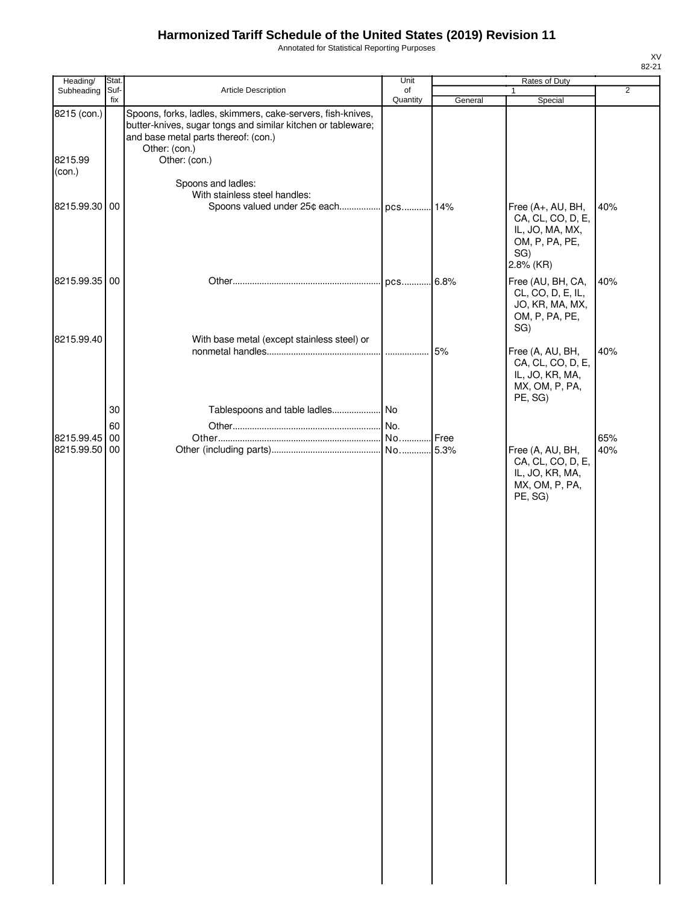# Harmonized Tariff Schedule of the United States (2019) Revision 11

Annotated for Statistical Reporting Purposes

XV
82-21

| Heading/ Subheading | Stat. Suf-fix | Article Description | Unit of Quantity | Rates of Duty | | |
|---|---|---|---|---|---|---|
| | | | | 1 | | 2 |
| | | | | General | Special | |
| 8215 (con.) | | Spoons, forks, ladles, skimmers, cake-servers, fish-knives, butter-knives, sugar tongs and similar kitchen or tableware; and base metal parts thereof: (con.) | | | | |
| | | Other: (con.) | | | | |
| 8215.99 (con.) | | Other: (con.) | | | | |
| | | Spoons and ladles: | | | | |
| | | With stainless steel handles: | | | | |
| 8215.99.30 | 00 | Spoons valued under 25¢ each | pcs | 14% | Free (A+, AU, BH, CA, CL, CO, D, E, IL, JO, MA, MX, OM, P, PA, PE, SG) 2.8% (KR) | 40% |
| 8215.99.35 | 00 | Other | pcs | 6.8% | Free (AU, BH, CA, CL, CO, D, E, IL, JO, KR, MA, MX, OM, P, PA, PE, SG) | 40% |
| 8215.99.40 | | With base metal (except stainless steel) or nonmetal handles | | 5% | Free (A, AU, BH, CA, CL, CO, D, E, IL, JO, KR, MA, MX, OM, P, PA, PE, SG) | 40% |
| | 30 | Tablespoons and table ladles | No | | | |
| | 60 | Other | No. | | | |
| 8215.99.45 | 00 | Other | No. | Free | | 65% |
| 8215.99.50 | 00 | Other (including parts) | No. | 5.3% | Free (A, AU, BH, CA, CL, CO, D, E, IL, JO, KR, MA, MX, OM, P, PA, PE, SG) | 40% |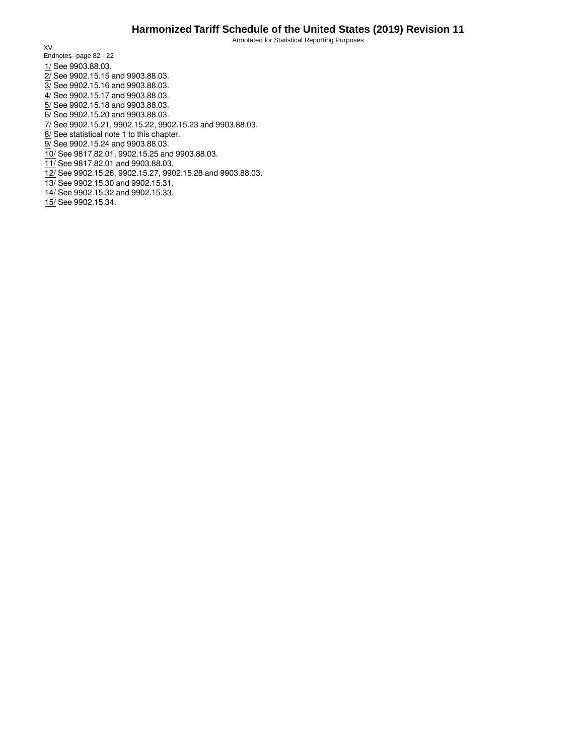XV

Endnotes--page 82 - 22

1/ See 9903.88.03.

2/ See 9902.15.15 and 9903.88.03.

3/ See 9902.15.16 and 9903.88.03.

4/ See 9902.15.17 and 9903.88.03.

5/ See 9902.15.18 and 9903.88.03.

6/ See 9902.15.20 and 9903.88.03.

7/ See 9902.15.21, 9902.15.22, 9902.15.23 and 9903.88.03.

8/ See statistical note 1 to this chapter.

9/ See 9902.15.24 and 9903.88.03.

10/ See 9817.82.01, 9902.15.25 and 9903.88.03.

11/ See 9817.82.01 and 9903.88.03.

12/ See 9902.15.26, 9902.15.27, 9902.15.28 and 9903.88.03.

13/ See 9902.15.30 and 9902.15.31.

14/ See 9902.15.32 and 9902.15.33.

15/ See 9902.15.34.